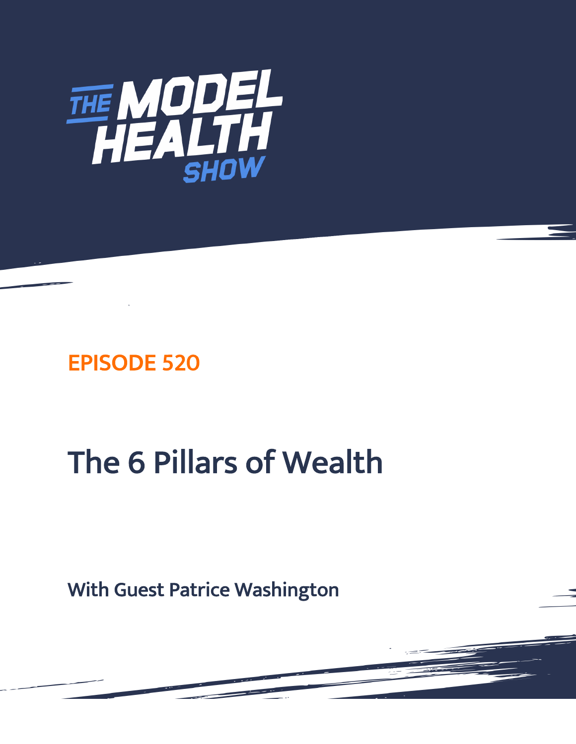# THE MODEL HEALTH SHOW

## EPISODE 520

# The 6 Pillars of Wealth

**With Guest Patrice Washington**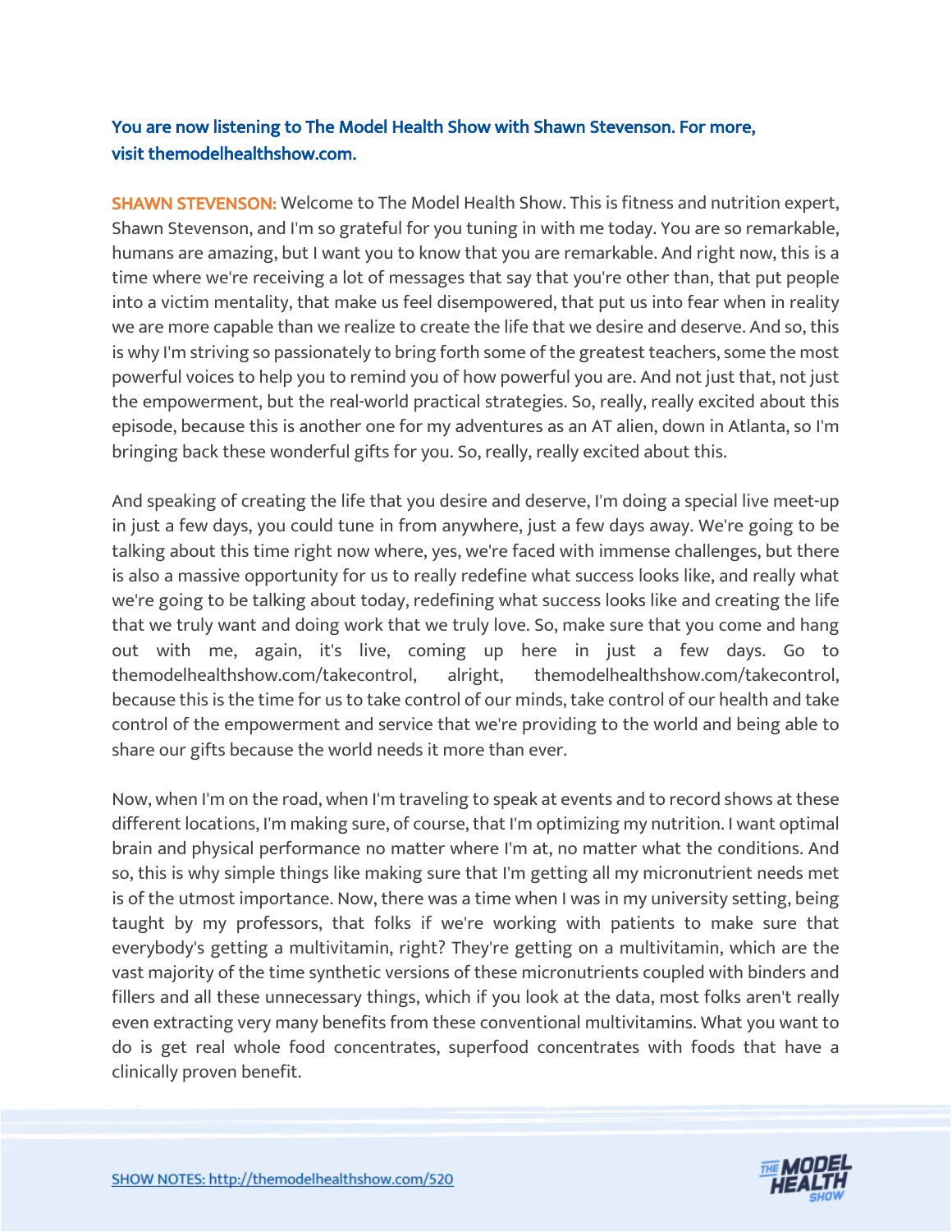**You are now listening to The Model Health Show with Shawn Stevenson. For more, visit themodelhealthshow.com.**

**SHAWN STEVENSON:** Welcome to The Model Health Show. This is fitness and nutrition expert, Shawn Stevenson, and I'm so grateful for you tuning in with me today. You are so remarkable, humans are amazing, but I want you to know that you are remarkable. And right now, this is a time where we're receiving a lot of messages that say that you're other than, that put people into a victim mentality, that make us feel disempowered, that put us into fear when in reality we are more capable than we realize to create the life that we desire and deserve. And so, this is why I'm striving so passionately to bring forth some of the greatest teachers, some the most powerful voices to help you to remind you of how powerful you are. And not just that, not just the empowerment, but the real-world practical strategies. So, really, really excited about this episode, because this is another one for my adventures as an AT alien, down in Atlanta, so I'm bringing back these wonderful gifts for you. So, really, really excited about this.

And speaking of creating the life that you desire and deserve, I'm doing a special live meet-up in just a few days, you could tune in from anywhere, just a few days away. We're going to be talking about this time right now where, yes, we're faced with immense challenges, but there is also a massive opportunity for us to really redefine what success looks like, and really what we're going to be talking about today, redefining what success looks like and creating the life that we truly want and doing work that we truly love. So, make sure that you come and hang out with me, again, it's live, coming up here in just a few days. Go to themodelhealthshow.com/takecontrol, alright, themodelhealthshow.com/takecontrol, because this is the time for us to take control of our minds, take control of our health and take control of the empowerment and service that we're providing to the world and being able to share our gifts because the world needs it more than ever.

Now, when I'm on the road, when I'm traveling to speak at events and to record shows at these different locations, I'm making sure, of course, that I'm optimizing my nutrition. I want optimal brain and physical performance no matter where I'm at, no matter what the conditions. And so, this is why simple things like making sure that I'm getting all my micronutrient needs met is of the utmost importance. Now, there was a time when I was in my university setting, being taught by my professors, that folks if we're working with patients to make sure that everybody's getting a multivitamin, right? They're getting on a multivitamin, which are the vast majority of the time synthetic versions of these micronutrients coupled with binders and fillers and all these unnecessary things, which if you look at the data, most folks aren't really even extracting very many benefits from these conventional multivitamins. What you want to do is get real whole food concentrates, superfood concentrates with foods that have a clinically proven benefit.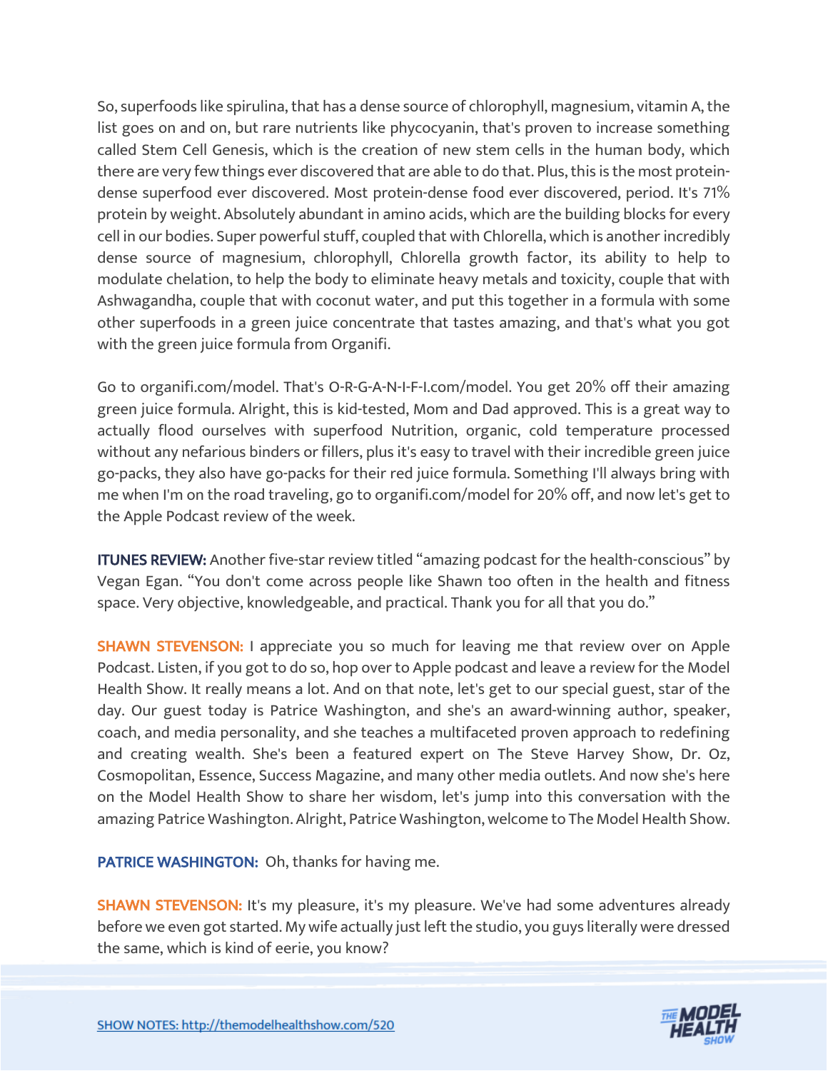So, superfoods like spirulina, that has a dense source of chlorophyll, magnesium, vitamin A, the list goes on and on, but rare nutrients like phycocyanin, that's proven to increase something called Stem Cell Genesis, which is the creation of new stem cells in the human body, which there are very few things ever discovered that are able to do that. Plus, this is the most protein-dense superfood ever discovered. Most protein-dense food ever discovered, period. It's 71% protein by weight. Absolutely abundant in amino acids, which are the building blocks for every cell in our bodies. Super powerful stuff, coupled that with Chlorella, which is another incredibly dense source of magnesium, chlorophyll, Chlorella growth factor, its ability to help to modulate chelation, to help the body to eliminate heavy metals and toxicity, couple that with Ashwagandha, couple that with coconut water, and put this together in a formula with some other superfoods in a green juice concentrate that tastes amazing, and that's what you got with the green juice formula from Organifi.

Go to organifi.com/model. That's O-R-G-A-N-I-F-I.com/model. You get 20% off their amazing green juice formula. Alright, this is kid-tested, Mom and Dad approved. This is a great way to actually flood ourselves with superfood Nutrition, organic, cold temperature processed without any nefarious binders or fillers, plus it's easy to travel with their incredible green juice go-packs, they also have go-packs for their red juice formula. Something I'll always bring with me when I'm on the road traveling, go to organifi.com/model for 20% off, and now let's get to the Apple Podcast review of the week.

**ITUNES REVIEW:** Another five-star review titled “amazing podcast for the health-conscious” by Vegan Egan. “You don't come across people like Shawn too often in the health and fitness space. Very objective, knowledgeable, and practical. Thank you for all that you do.”

**SHAWN STEVENSON:** I appreciate you so much for leaving me that review over on Apple Podcast. Listen, if you got to do so, hop over to Apple podcast and leave a review for the Model Health Show. It really means a lot. And on that note, let's get to our special guest, star of the day. Our guest today is Patrice Washington, and she's an award-winning author, speaker, coach, and media personality, and she teaches a multifaceted proven approach to redefining and creating wealth. She's been a featured expert on The Steve Harvey Show, Dr. Oz, Cosmopolitan, Essence, Success Magazine, and many other media outlets. And now she's here on the Model Health Show to share her wisdom, let's jump into this conversation with the amazing Patrice Washington. Alright, Patrice Washington, welcome to The Model Health Show.

**PATRICE WASHINGTON:** Oh, thanks for having me.

**SHAWN STEVENSON:** It's my pleasure, it's my pleasure. We've had some adventures already before we even got started. My wife actually just left the studio, you guys literally were dressed the same, which is kind of eerie, you know?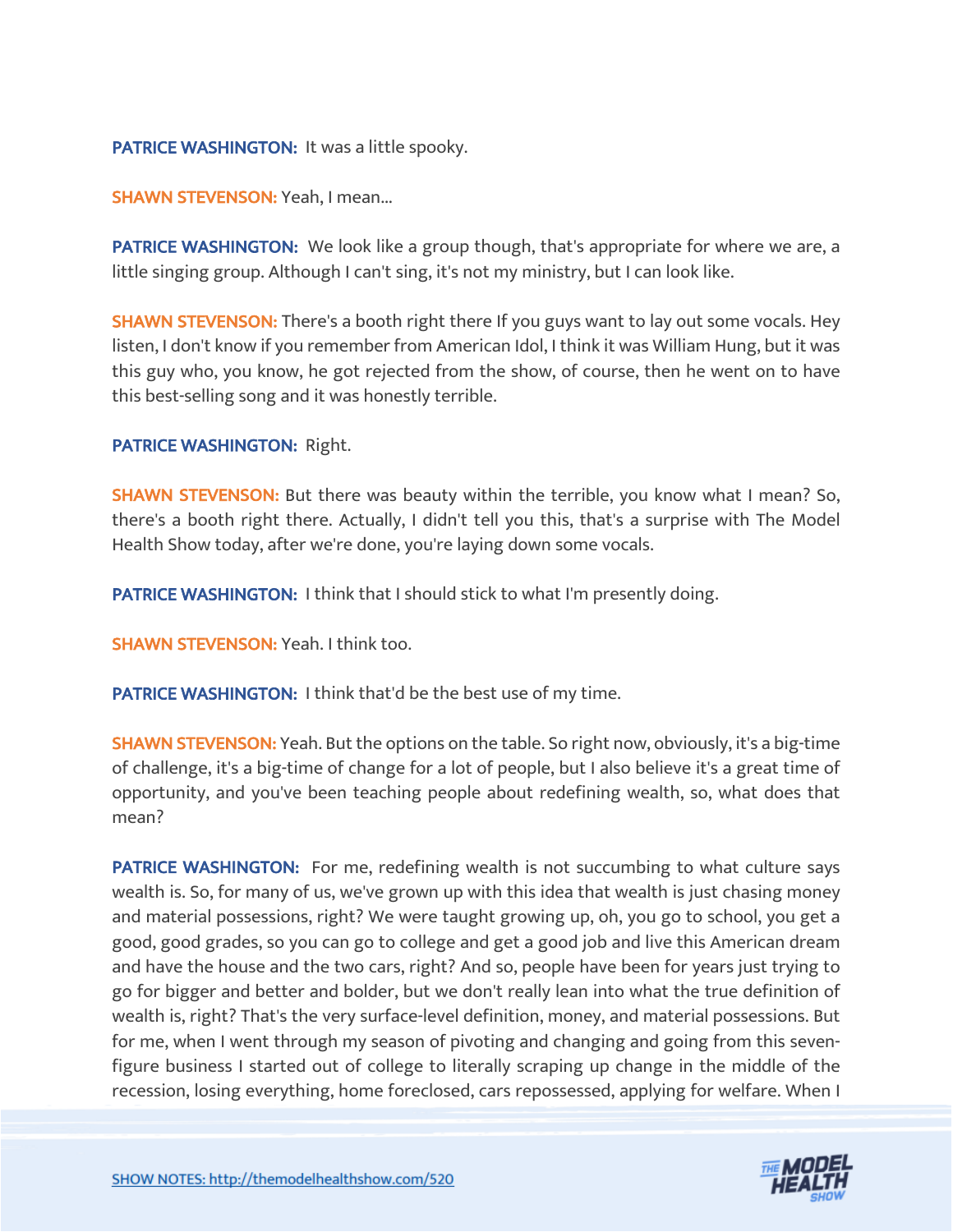**PATRICE WASHINGTON:** It was a little spooky.

**SHAWN STEVENSON:** Yeah, I mean...

**PATRICE WASHINGTON:** We look like a group though, that's appropriate for where we are, a little singing group. Although I can't sing, it's not my ministry, but I can look like.

**SHAWN STEVENSON:** There's a booth right there If you guys want to lay out some vocals. Hey listen, I don't know if you remember from American Idol, I think it was William Hung, but it was this guy who, you know, he got rejected from the show, of course, then he went on to have this best-selling song and it was honestly terrible.

**PATRICE WASHINGTON:** Right.

**SHAWN STEVENSON:** But there was beauty within the terrible, you know what I mean? So, there's a booth right there. Actually, I didn't tell you this, that's a surprise with The Model Health Show today, after we're done, you're laying down some vocals.

**PATRICE WASHINGTON:** I think that I should stick to what I'm presently doing.

**SHAWN STEVENSON:** Yeah. I think too.

**PATRICE WASHINGTON:** I think that'd be the best use of my time.

**SHAWN STEVENSON:** Yeah. But the options on the table. So right now, obviously, it's a big-time of challenge, it's a big-time of change for a lot of people, but I also believe it's a great time of opportunity, and you've been teaching people about redefining wealth, so, what does that mean?

**PATRICE WASHINGTON:** For me, redefining wealth is not succumbing to what culture says wealth is. So, for many of us, we've grown up with this idea that wealth is just chasing money and material possessions, right? We were taught growing up, oh, you go to school, you get a good, good grades, so you can go to college and get a good job and live this American dream and have the house and the two cars, right? And so, people have been for years just trying to go for bigger and better and bolder, but we don't really lean into what the true definition of wealth is, right? That's the very surface-level definition, money, and material possessions. But for me, when I went through my season of pivoting and changing and going from this seven-figure business I started out of college to literally scraping up change in the middle of the recession, losing everything, home foreclosed, cars repossessed, applying for welfare. When I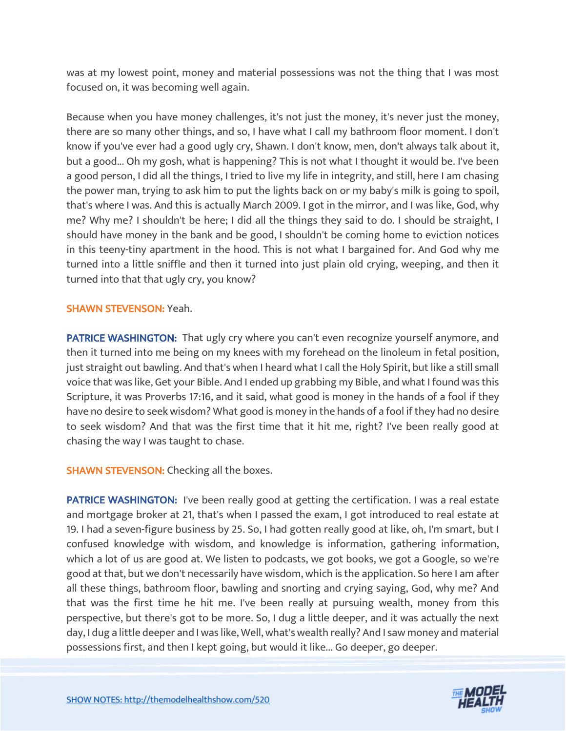was at my lowest point, money and material possessions was not the thing that I was most focused on, it was becoming well again.

Because when you have money challenges, it's not just the money, it's never just the money, there are so many other things, and so, I have what I call my bathroom floor moment. I don't know if you've ever had a good ugly cry, Shawn. I don't know, men, don't always talk about it, but a good... Oh my gosh, what is happening? This is not what I thought it would be. I've been a good person, I did all the things, I tried to live my life in integrity, and still, here I am chasing the power man, trying to ask him to put the lights back on or my baby's milk is going to spoil, that's where I was. And this is actually March 2009. I got in the mirror, and I was like, God, why me? Why me? I shouldn't be here; I did all the things they said to do. I should be straight, I should have money in the bank and be good, I shouldn't be coming home to eviction notices in this teeny-tiny apartment in the hood. This is not what I bargained for. And God why me turned into a little sniffle and then it turned into just plain old crying, weeping, and then it turned into that that ugly cry, you know?

**SHAWN STEVENSON:** Yeah.

**PATRICE WASHINGTON:** That ugly cry where you can't even recognize yourself anymore, and then it turned into me being on my knees with my forehead on the linoleum in fetal position, just straight out bawling. And that's when I heard what I call the Holy Spirit, but like a still small voice that was like, Get your Bible. And I ended up grabbing my Bible, and what I found was this Scripture, it was Proverbs 17:16, and it said, what good is money in the hands of a fool if they have no desire to seek wisdom? What good is money in the hands of a fool if they had no desire to seek wisdom? And that was the first time that it hit me, right? I've been really good at chasing the way I was taught to chase.

**SHAWN STEVENSON:** Checking all the boxes.

**PATRICE WASHINGTON:** I've been really good at getting the certification. I was a real estate and mortgage broker at 21, that's when I passed the exam, I got introduced to real estate at 19. I had a seven-figure business by 25. So, I had gotten really good at like, oh, I'm smart, but I confused knowledge with wisdom, and knowledge is information, gathering information, which a lot of us are good at. We listen to podcasts, we got books, we got a Google, so we're good at that, but we don't necessarily have wisdom, which is the application. So here I am after all these things, bathroom floor, bawling and snorting and crying saying, God, why me? And that was the first time he hit me. I've been really at pursuing wealth, money from this perspective, but there's got to be more. So, I dug a little deeper, and it was actually the next day, I dug a little deeper and I was like, Well, what's wealth really? And I saw money and material possessions first, and then I kept going, but would it like... Go deeper, go deeper.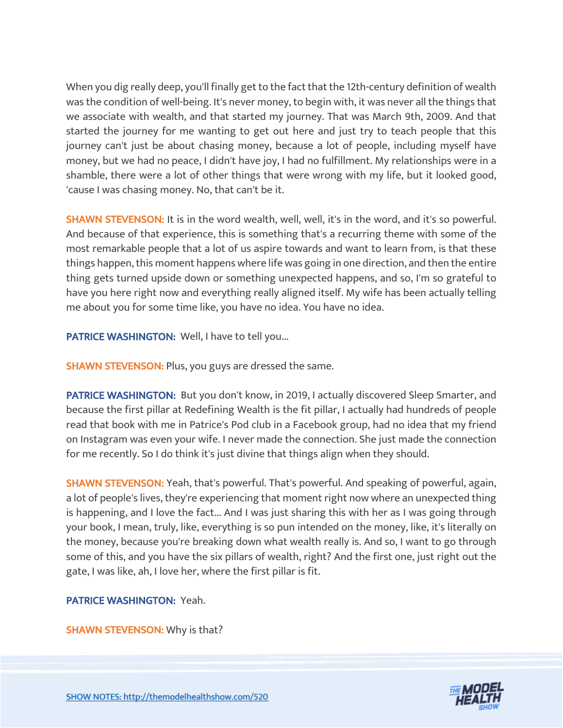When you dig really deep, you'll finally get to the fact that the 12th-century definition of wealth was the condition of well-being. It's never money, to begin with, it was never all the things that we associate with wealth, and that started my journey. That was March 9th, 2009. And that started the journey for me wanting to get out here and just try to teach people that this journey can't just be about chasing money, because a lot of people, including myself have money, but we had no peace, I didn't have joy, I had no fulfillment. My relationships were in a shamble, there were a lot of other things that were wrong with my life, but it looked good, 'cause I was chasing money. No, that can't be it.

**SHAWN STEVENSON:** It is in the word wealth, well, well, it's in the word, and it's so powerful. And because of that experience, this is something that's a recurring theme with some of the most remarkable people that a lot of us aspire towards and want to learn from, is that these things happen, this moment happens where life was going in one direction, and then the entire thing gets turned upside down or something unexpected happens, and so, I'm so grateful to have you here right now and everything really aligned itself. My wife has been actually telling me about you for some time like, you have no idea. You have no idea.

**PATRICE WASHINGTON:** Well, I have to tell you...

**SHAWN STEVENSON:** Plus, you guys are dressed the same.

**PATRICE WASHINGTON:** But you don't know, in 2019, I actually discovered Sleep Smarter, and because the first pillar at Redefining Wealth is the fit pillar, I actually had hundreds of people read that book with me in Patrice's Pod club in a Facebook group, had no idea that my friend on Instagram was even your wife. I never made the connection. She just made the connection for me recently. So I do think it's just divine that things align when they should.

**SHAWN STEVENSON:** Yeah, that's powerful. That's powerful. And speaking of powerful, again, a lot of people's lives, they're experiencing that moment right now where an unexpected thing is happening, and I love the fact... And I was just sharing this with her as I was going through your book, I mean, truly, like, everything is so pun intended on the money, like, it's literally on the money, because you're breaking down what wealth really is. And so, I want to go through some of this, and you have the six pillars of wealth, right? And the first one, just right out the gate, I was like, ah, I love her, where the first pillar is fit.

**PATRICE WASHINGTON:** Yeah.

**SHAWN STEVENSON:** Why is that?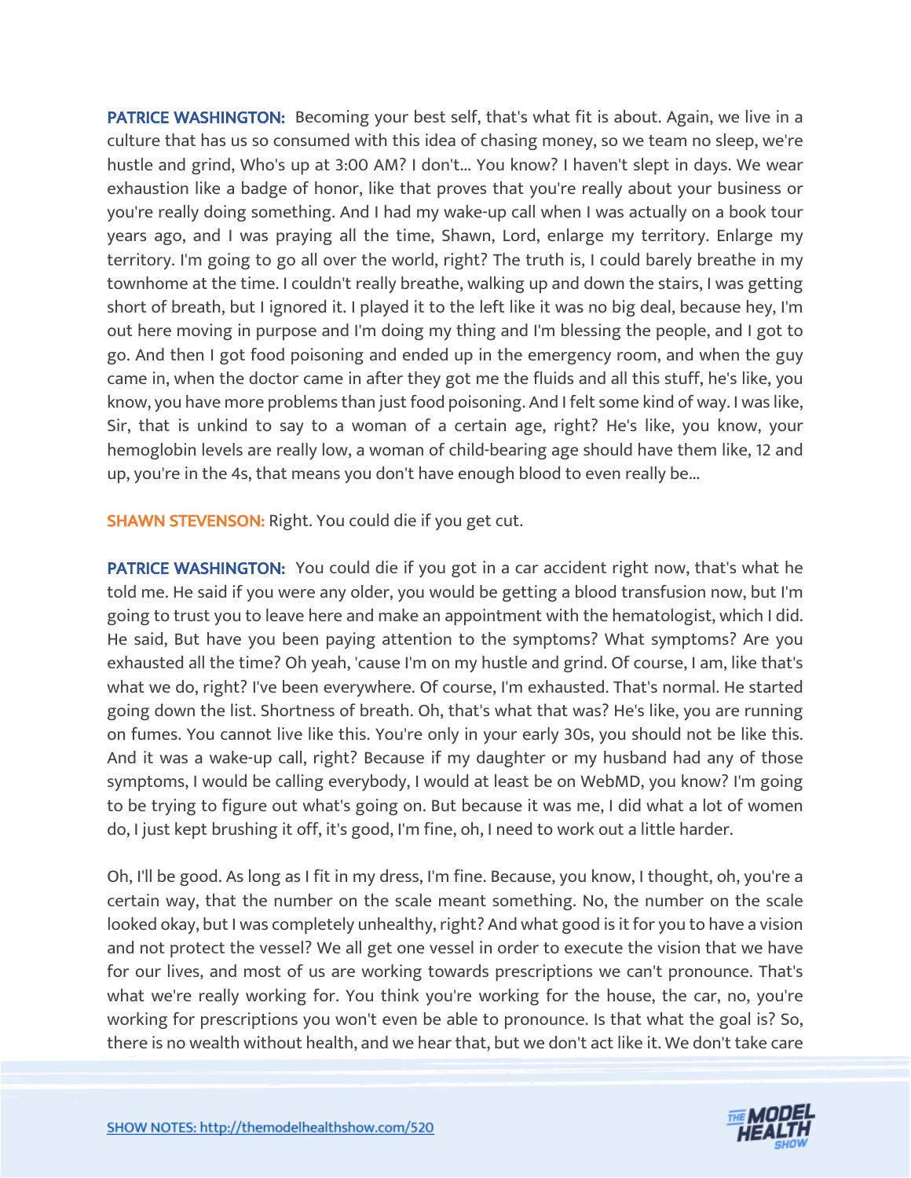**PATRICE WASHINGTON:** Becoming your best self, that's what fit is about. Again, we live in a culture that has us so consumed with this idea of chasing money, so we team no sleep, we're hustle and grind, Who's up at 3:00 AM? I don't... You know? I haven't slept in days. We wear exhaustion like a badge of honor, like that proves that you're really about your business or you're really doing something. And I had my wake-up call when I was actually on a book tour years ago, and I was praying all the time, Shawn, Lord, enlarge my territory. Enlarge my territory. I'm going to go all over the world, right? The truth is, I could barely breathe in my townhome at the time. I couldn't really breathe, walking up and down the stairs, I was getting short of breath, but I ignored it. I played it to the left like it was no big deal, because hey, I'm out here moving in purpose and I'm doing my thing and I'm blessing the people, and I got to go. And then I got food poisoning and ended up in the emergency room, and when the guy came in, when the doctor came in after they got me the fluids and all this stuff, he's like, you know, you have more problems than just food poisoning. And I felt some kind of way. I was like, Sir, that is unkind to say to a woman of a certain age, right? He's like, you know, your hemoglobin levels are really low, a woman of child-bearing age should have them like, 12 and up, you're in the 4s, that means you don't have enough blood to even really be...

**SHAWN STEVENSON:** Right. You could die if you get cut.

**PATRICE WASHINGTON:** You could die if you got in a car accident right now, that's what he told me. He said if you were any older, you would be getting a blood transfusion now, but I'm going to trust you to leave here and make an appointment with the hematologist, which I did. He said, But have you been paying attention to the symptoms? What symptoms? Are you exhausted all the time? Oh yeah, 'cause I'm on my hustle and grind. Of course, I am, like that's what we do, right? I've been everywhere. Of course, I'm exhausted. That's normal. He started going down the list. Shortness of breath. Oh, that's what that was? He's like, you are running on fumes. You cannot live like this. You're only in your early 30s, you should not be like this. And it was a wake-up call, right? Because if my daughter or my husband had any of those symptoms, I would be calling everybody, I would at least be on WebMD, you know? I'm going to be trying to figure out what's going on. But because it was me, I did what a lot of women do, I just kept brushing it off, it's good, I'm fine, oh, I need to work out a little harder.

Oh, I'll be good. As long as I fit in my dress, I'm fine. Because, you know, I thought, oh, you're a certain way, that the number on the scale meant something. No, the number on the scale looked okay, but I was completely unhealthy, right? And what good is it for you to have a vision and not protect the vessel? We all get one vessel in order to execute the vision that we have for our lives, and most of us are working towards prescriptions we can't pronounce. That's what we're really working for. You think you're working for the house, the car, no, you're working for prescriptions you won't even be able to pronounce. Is that what the goal is? So, there is no wealth without health, and we hear that, but we don't act like it. We don't take care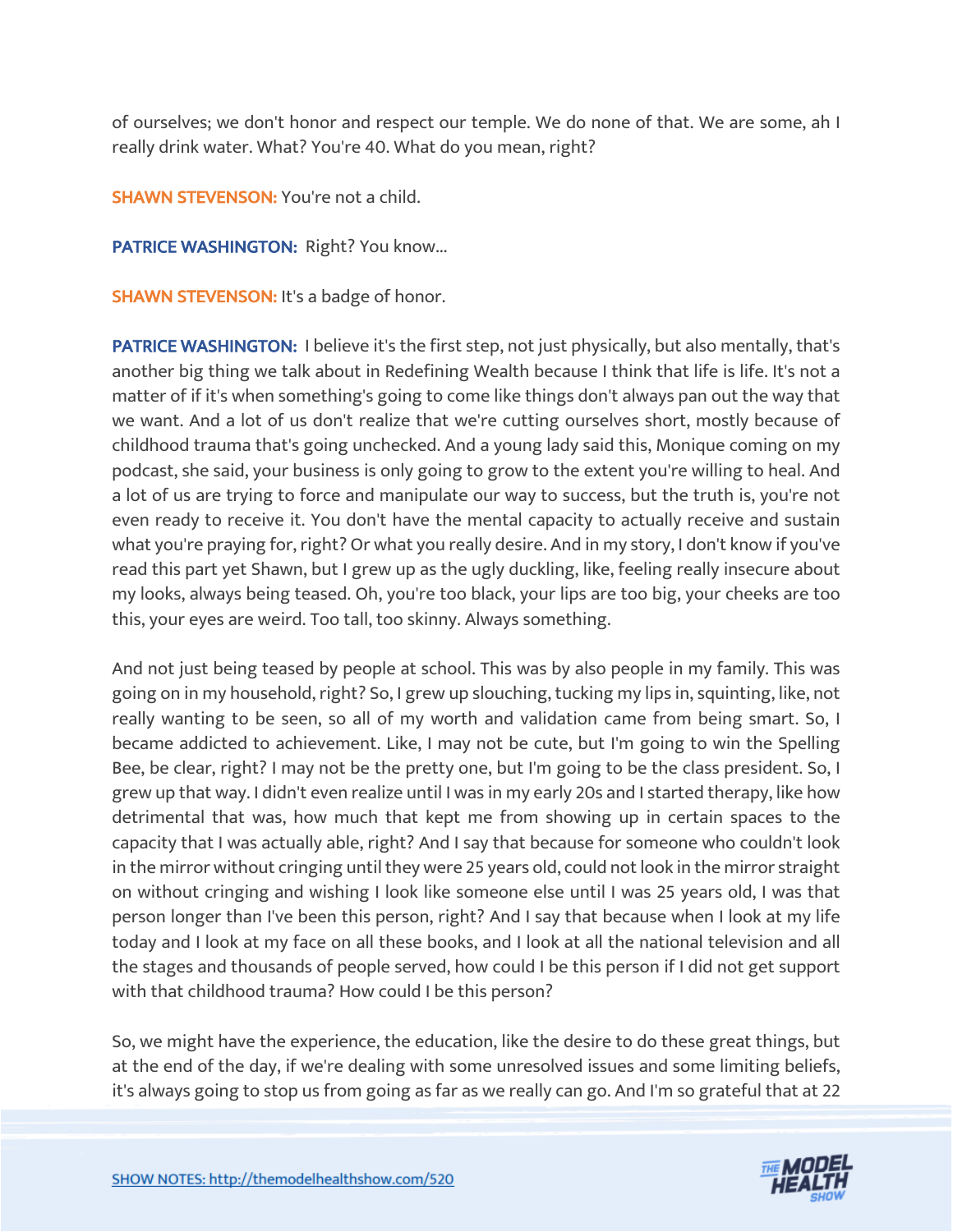of ourselves; we don't honor and respect our temple. We do none of that. We are some, ah I really drink water. What? You're 40. What do you mean, right?

**SHAWN STEVENSON:** You're not a child.

**PATRICE WASHINGTON:** Right? You know...

**SHAWN STEVENSON:** It's a badge of honor.

**PATRICE WASHINGTON:** I believe it's the first step, not just physically, but also mentally, that's another big thing we talk about in Redefining Wealth because I think that life is life. It's not a matter of if it's when something's going to come like things don't always pan out the way that we want. And a lot of us don't realize that we're cutting ourselves short, mostly because of childhood trauma that's going unchecked. And a young lady said this, Monique coming on my podcast, she said, your business is only going to grow to the extent you're willing to heal. And a lot of us are trying to force and manipulate our way to success, but the truth is, you're not even ready to receive it. You don't have the mental capacity to actually receive and sustain what you're praying for, right? Or what you really desire. And in my story, I don't know if you've read this part yet Shawn, but I grew up as the ugly duckling, like, feeling really insecure about my looks, always being teased. Oh, you're too black, your lips are too big, your cheeks are too this, your eyes are weird. Too tall, too skinny. Always something.

And not just being teased by people at school. This was by also people in my family. This was going on in my household, right? So, I grew up slouching, tucking my lips in, squinting, like, not really wanting to be seen, so all of my worth and validation came from being smart. So, I became addicted to achievement. Like, I may not be cute, but I'm going to win the Spelling Bee, be clear, right? I may not be the pretty one, but I'm going to be the class president. So, I grew up that way. I didn't even realize until I was in my early 20s and I started therapy, like how detrimental that was, how much that kept me from showing up in certain spaces to the capacity that I was actually able, right? And I say that because for someone who couldn't look in the mirror without cringing until they were 25 years old, could not look in the mirror straight on without cringing and wishing I look like someone else until I was 25 years old, I was that person longer than I've been this person, right? And I say that because when I look at my life today and I look at my face on all these books, and I look at all the national television and all the stages and thousands of people served, how could I be this person if I did not get support with that childhood trauma? How could I be this person?

So, we might have the experience, the education, like the desire to do these great things, but at the end of the day, if we're dealing with some unresolved issues and some limiting beliefs, it's always going to stop us from going as far as we really can go. And I'm so grateful that at 22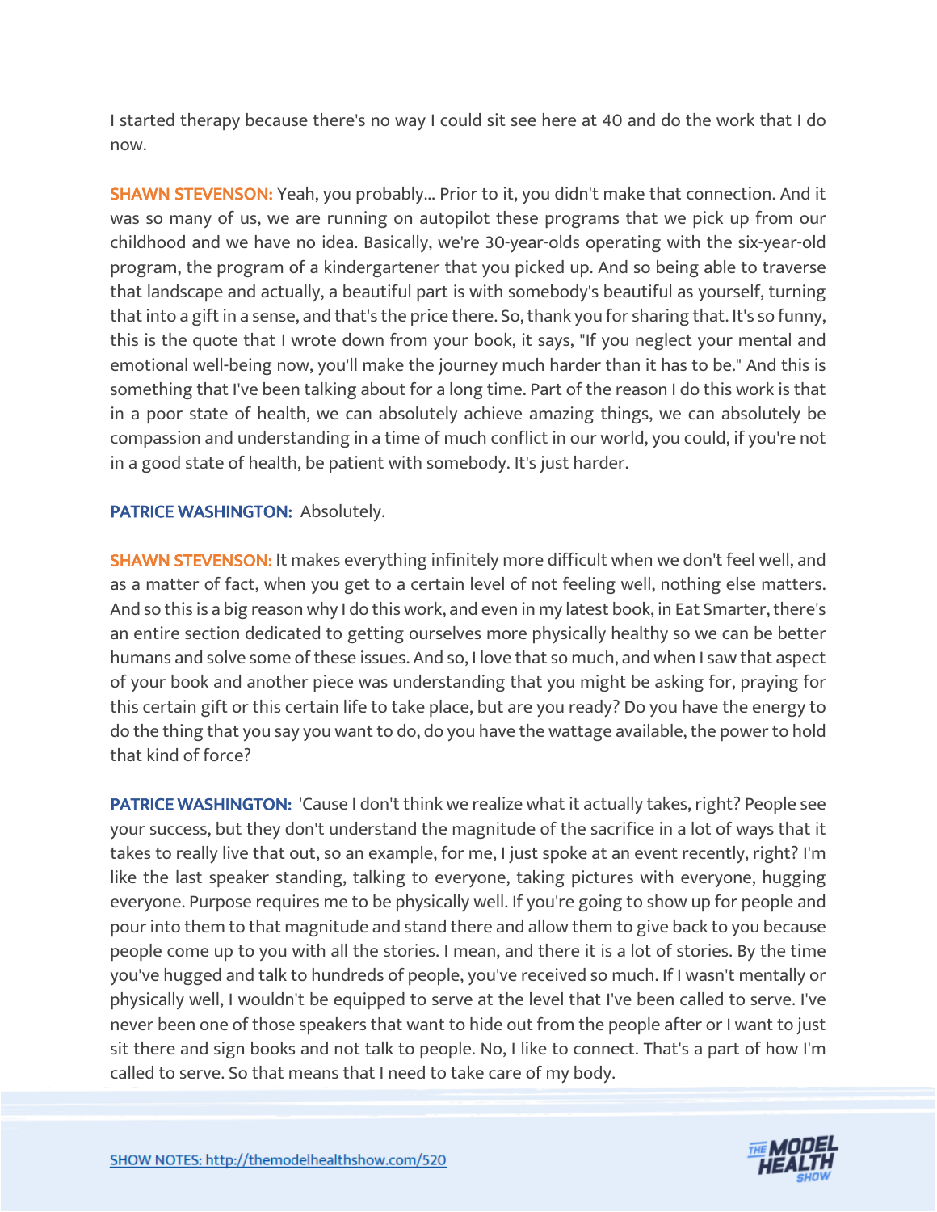I started therapy because there's no way I could sit see here at 40 and do the work that I do now.

**SHAWN STEVENSON:** Yeah, you probably... Prior to it, you didn't make that connection. And it was so many of us, we are running on autopilot these programs that we pick up from our childhood and we have no idea. Basically, we're 30-year-olds operating with the six-year-old program, the program of a kindergartener that you picked up. And so being able to traverse that landscape and actually, a beautiful part is with somebody's beautiful as yourself, turning that into a gift in a sense, and that's the price there. So, thank you for sharing that. It's so funny, this is the quote that I wrote down from your book, it says, "If you neglect your mental and emotional well-being now, you'll make the journey much harder than it has to be." And this is something that I've been talking about for a long time. Part of the reason I do this work is that in a poor state of health, we can absolutely achieve amazing things, we can absolutely be compassion and understanding in a time of much conflict in our world, you could, if you're not in a good state of health, be patient with somebody. It's just harder.

**PATRICE WASHINGTON:** Absolutely.

**SHAWN STEVENSON:** It makes everything infinitely more difficult when we don't feel well, and as a matter of fact, when you get to a certain level of not feeling well, nothing else matters. And so this is a big reason why I do this work, and even in my latest book, in Eat Smarter, there's an entire section dedicated to getting ourselves more physically healthy so we can be better humans and solve some of these issues. And so, I love that so much, and when I saw that aspect of your book and another piece was understanding that you might be asking for, praying for this certain gift or this certain life to take place, but are you ready? Do you have the energy to do the thing that you say you want to do, do you have the wattage available, the power to hold that kind of force?

**PATRICE WASHINGTON:** 'Cause I don't think we realize what it actually takes, right? People see your success, but they don't understand the magnitude of the sacrifice in a lot of ways that it takes to really live that out, so an example, for me, I just spoke at an event recently, right? I'm like the last speaker standing, talking to everyone, taking pictures with everyone, hugging everyone. Purpose requires me to be physically well. If you're going to show up for people and pour into them to that magnitude and stand there and allow them to give back to you because people come up to you with all the stories. I mean, and there it is a lot of stories. By the time you've hugged and talk to hundreds of people, you've received so much. If I wasn't mentally or physically well, I wouldn't be equipped to serve at the level that I've been called to serve. I've never been one of those speakers that want to hide out from the people after or I want to just sit there and sign books and not talk to people. No, I like to connect. That's a part of how I'm called to serve. So that means that I need to take care of my body.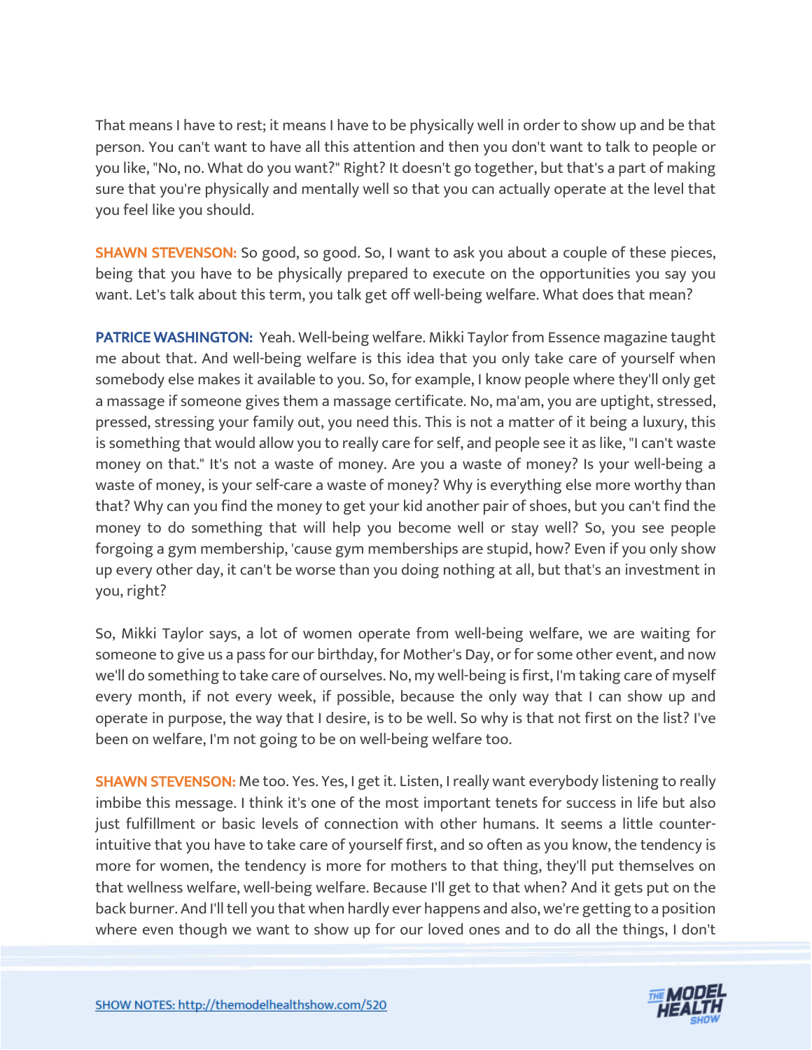That means I have to rest; it means I have to be physically well in order to show up and be that person. You can't want to have all this attention and then you don't want to talk to people or you like, "No, no. What do you want?" Right? It doesn't go together, but that's a part of making sure that you're physically and mentally well so that you can actually operate at the level that you feel like you should.

**SHAWN STEVENSON:** So good, so good. So, I want to ask you about a couple of these pieces, being that you have to be physically prepared to execute on the opportunities you say you want. Let's talk about this term, you talk get off well-being welfare. What does that mean?

**PATRICE WASHINGTON:** Yeah. Well-being welfare. Mikki Taylor from Essence magazine taught me about that. And well-being welfare is this idea that you only take care of yourself when somebody else makes it available to you. So, for example, I know people where they'll only get a massage if someone gives them a massage certificate. No, ma'am, you are uptight, stressed, pressed, stressing your family out, you need this. This is not a matter of it being a luxury, this is something that would allow you to really care for self, and people see it as like, "I can't waste money on that." It's not a waste of money. Are you a waste of money? Is your well-being a waste of money, is your self-care a waste of money? Why is everything else more worthy than that? Why can you find the money to get your kid another pair of shoes, but you can't find the money to do something that will help you become well or stay well? So, you see people forgoing a gym membership, 'cause gym memberships are stupid, how? Even if you only show up every other day, it can't be worse than you doing nothing at all, but that's an investment in you, right?

So, Mikki Taylor says, a lot of women operate from well-being welfare, we are waiting for someone to give us a pass for our birthday, for Mother's Day, or for some other event, and now we'll do something to take care of ourselves. No, my well-being is first, I'm taking care of myself every month, if not every week, if possible, because the only way that I can show up and operate in purpose, the way that I desire, is to be well. So why is that not first on the list? I've been on welfare, I'm not going to be on well-being welfare too.

**SHAWN STEVENSON:** Me too. Yes. Yes, I get it. Listen, I really want everybody listening to really imbibe this message. I think it's one of the most important tenets for success in life but also just fulfillment or basic levels of connection with other humans. It seems a little counter-intuitive that you have to take care of yourself first, and so often as you know, the tendency is more for women, the tendency is more for mothers to that thing, they'll put themselves on that wellness welfare, well-being welfare. Because I'll get to that when? And it gets put on the back burner. And I'll tell you that when hardly ever happens and also, we're getting to a position where even though we want to show up for our loved ones and to do all the things, I don't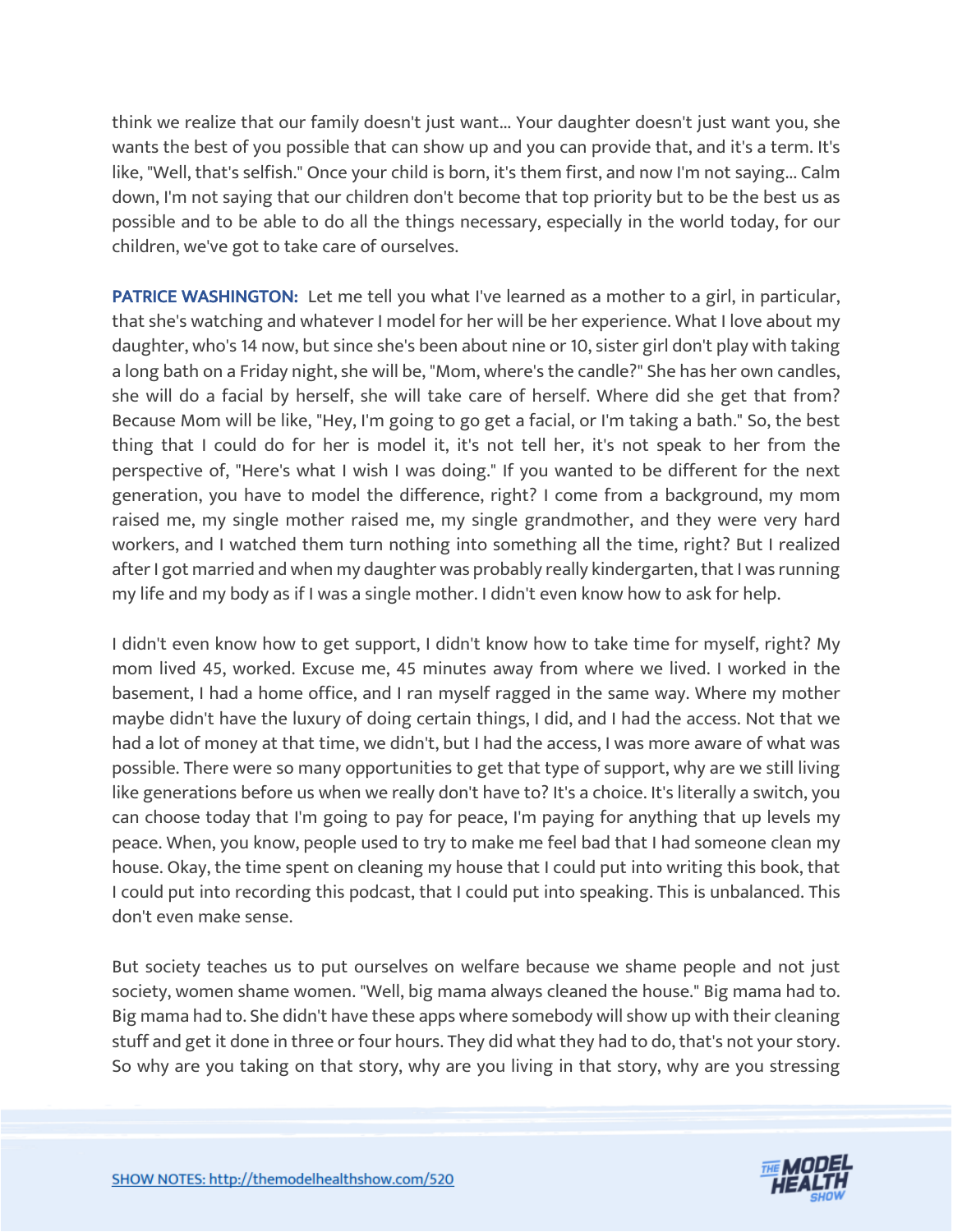think we realize that our family doesn't just want... Your daughter doesn't just want you, she wants the best of you possible that can show up and you can provide that, and it's a term. It's like, "Well, that's selfish." Once your child is born, it's them first, and now I'm not saying... Calm down, I'm not saying that our children don't become that top priority but to be the best us as possible and to be able to do all the things necessary, especially in the world today, for our children, we've got to take care of ourselves.

**PATRICE WASHINGTON:** Let me tell you what I've learned as a mother to a girl, in particular, that she's watching and whatever I model for her will be her experience. What I love about my daughter, who's 14 now, but since she's been about nine or 10, sister girl don't play with taking a long bath on a Friday night, she will be, "Mom, where's the candle?" She has her own candles, she will do a facial by herself, she will take care of herself. Where did she get that from? Because Mom will be like, "Hey, I'm going to go get a facial, or I'm taking a bath." So, the best thing that I could do for her is model it, it's not tell her, it's not speak to her from the perspective of, "Here's what I wish I was doing." If you wanted to be different for the next generation, you have to model the difference, right? I come from a background, my mom raised me, my single mother raised me, my single grandmother, and they were very hard workers, and I watched them turn nothing into something all the time, right? But I realized after I got married and when my daughter was probably really kindergarten, that I was running my life and my body as if I was a single mother. I didn't even know how to ask for help.

I didn't even know how to get support, I didn't know how to take time for myself, right? My mom lived 45, worked. Excuse me, 45 minutes away from where we lived. I worked in the basement, I had a home office, and I ran myself ragged in the same way. Where my mother maybe didn't have the luxury of doing certain things, I did, and I had the access. Not that we had a lot of money at that time, we didn't, but I had the access, I was more aware of what was possible. There were so many opportunities to get that type of support, why are we still living like generations before us when we really don't have to? It's a choice. It's literally a switch, you can choose today that I'm going to pay for peace, I'm paying for anything that up levels my peace. When, you know, people used to try to make me feel bad that I had someone clean my house. Okay, the time spent on cleaning my house that I could put into writing this book, that I could put into recording this podcast, that I could put into speaking. This is unbalanced. This don't even make sense.

But society teaches us to put ourselves on welfare because we shame people and not just society, women shame women. "Well, big mama always cleaned the house." Big mama had to. Big mama had to. She didn't have these apps where somebody will show up with their cleaning stuff and get it done in three or four hours. They did what they had to do, that's not your story. So why are you taking on that story, why are you living in that story, why are you stressing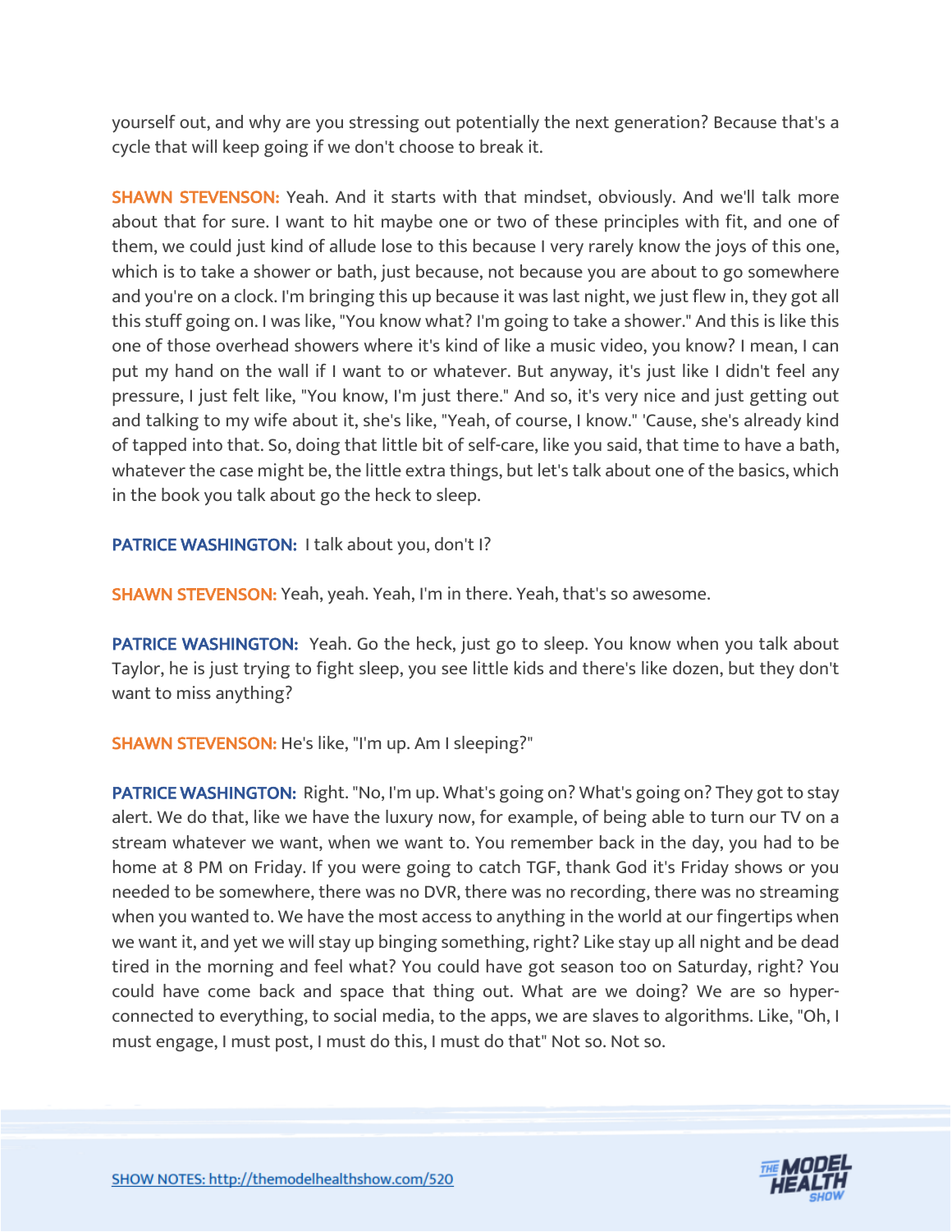yourself out, and why are you stressing out potentially the next generation? Because that's a cycle that will keep going if we don't choose to break it.

**SHAWN STEVENSON:** Yeah. And it starts with that mindset, obviously. And we'll talk more about that for sure. I want to hit maybe one or two of these principles with fit, and one of them, we could just kind of allude lose to this because I very rarely know the joys of this one, which is to take a shower or bath, just because, not because you are about to go somewhere and you're on a clock. I'm bringing this up because it was last night, we just flew in, they got all this stuff going on. I was like, "You know what? I'm going to take a shower." And this is like this one of those overhead showers where it's kind of like a music video, you know? I mean, I can put my hand on the wall if I want to or whatever. But anyway, it's just like I didn't feel any pressure, I just felt like, "You know, I'm just there." And so, it's very nice and just getting out and talking to my wife about it, she's like, "Yeah, of course, I know." 'Cause, she's already kind of tapped into that. So, doing that little bit of self-care, like you said, that time to have a bath, whatever the case might be, the little extra things, but let's talk about one of the basics, which in the book you talk about go the heck to sleep.

**PATRICE WASHINGTON:** I talk about you, don't I?

**SHAWN STEVENSON:** Yeah, yeah. Yeah, I'm in there. Yeah, that's so awesome.

**PATRICE WASHINGTON:** Yeah. Go the heck, just go to sleep. You know when you talk about Taylor, he is just trying to fight sleep, you see little kids and there's like dozen, but they don't want to miss anything?

**SHAWN STEVENSON:** He's like, "I'm up. Am I sleeping?"

**PATRICE WASHINGTON:** Right. "No, I'm up. What's going on? What's going on? They got to stay alert. We do that, like we have the luxury now, for example, of being able to turn our TV on a stream whatever we want, when we want to. You remember back in the day, you had to be home at 8 PM on Friday. If you were going to catch TGF, thank God it's Friday shows or you needed to be somewhere, there was no DVR, there was no recording, there was no streaming when you wanted to. We have the most access to anything in the world at our fingertips when we want it, and yet we will stay up binging something, right? Like stay up all night and be dead tired in the morning and feel what? You could have got season too on Saturday, right? You could have come back and space that thing out. What are we doing? We are so hyper-connected to everything, to social media, to the apps, we are slaves to algorithms. Like, "Oh, I must engage, I must post, I must do this, I must do that" Not so. Not so.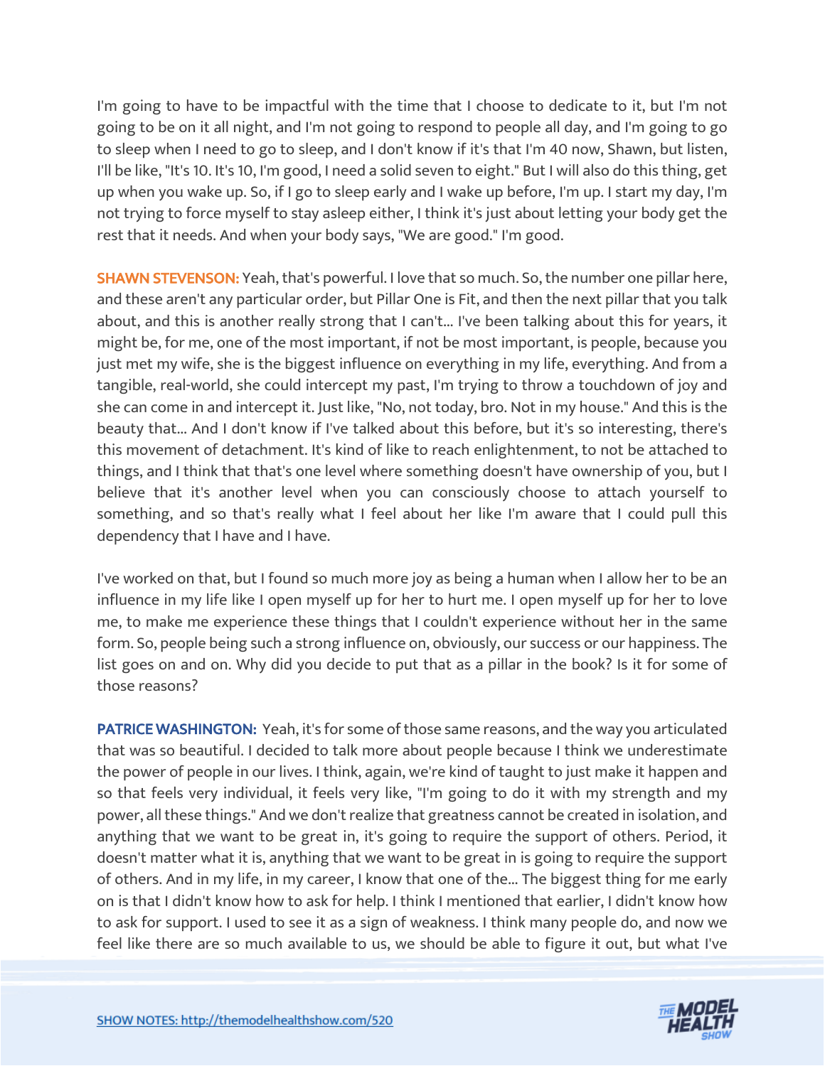I'm going to have to be impactful with the time that I choose to dedicate to it, but I'm not going to be on it all night, and I'm not going to respond to people all day, and I'm going to go to sleep when I need to go to sleep, and I don't know if it's that I'm 40 now, Shawn, but listen, I'll be like, "It's 10. It's 10, I'm good, I need a solid seven to eight." But I will also do this thing, get up when you wake up. So, if I go to sleep early and I wake up before, I'm up. I start my day, I'm not trying to force myself to stay asleep either, I think it's just about letting your body get the rest that it needs. And when your body says, "We are good." I'm good.

**SHAWN STEVENSON:** Yeah, that's powerful. I love that so much. So, the number one pillar here, and these aren't any particular order, but Pillar One is Fit, and then the next pillar that you talk about, and this is another really strong that I can't... I've been talking about this for years, it might be, for me, one of the most important, if not be most important, is people, because you just met my wife, she is the biggest influence on everything in my life, everything. And from a tangible, real-world, she could intercept my past, I'm trying to throw a touchdown of joy and she can come in and intercept it. Just like, "No, not today, bro. Not in my house." And this is the beauty that... And I don't know if I've talked about this before, but it's so interesting, there's this movement of detachment. It's kind of like to reach enlightenment, to not be attached to things, and I think that that's one level where something doesn't have ownership of you, but I believe that it's another level when you can consciously choose to attach yourself to something, and so that's really what I feel about her like I'm aware that I could pull this dependency that I have and I have.

I've worked on that, but I found so much more joy as being a human when I allow her to be an influence in my life like I open myself up for her to hurt me. I open myself up for her to love me, to make me experience these things that I couldn't experience without her in the same form. So, people being such a strong influence on, obviously, our success or our happiness. The list goes on and on. Why did you decide to put that as a pillar in the book? Is it for some of those reasons?

**PATRICE WASHINGTON:** Yeah, it's for some of those same reasons, and the way you articulated that was so beautiful. I decided to talk more about people because I think we underestimate the power of people in our lives. I think, again, we're kind of taught to just make it happen and so that feels very individual, it feels very like, "I'm going to do it with my strength and my power, all these things." And we don't realize that greatness cannot be created in isolation, and anything that we want to be great in, it's going to require the support of others. Period, it doesn't matter what it is, anything that we want to be great in is going to require the support of others. And in my life, in my career, I know that one of the... The biggest thing for me early on is that I didn't know how to ask for help. I think I mentioned that earlier, I didn't know how to ask for support. I used to see it as a sign of weakness. I think many people do, and now we feel like there are so much available to us, we should be able to figure it out, but what I've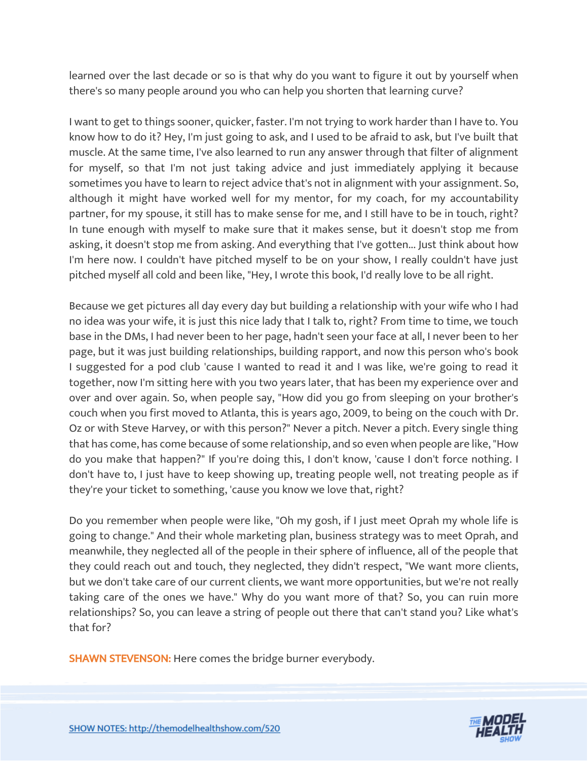learned over the last decade or so is that why do you want to figure it out by yourself when there's so many people around you who can help you shorten that learning curve?

I want to get to things sooner, quicker, faster. I'm not trying to work harder than I have to. You know how to do it? Hey, I'm just going to ask, and I used to be afraid to ask, but I've built that muscle. At the same time, I've also learned to run any answer through that filter of alignment for myself, so that I'm not just taking advice and just immediately applying it because sometimes you have to learn to reject advice that's not in alignment with your assignment. So, although it might have worked well for my mentor, for my coach, for my accountability partner, for my spouse, it still has to make sense for me, and I still have to be in touch, right? In tune enough with myself to make sure that it makes sense, but it doesn't stop me from asking, it doesn't stop me from asking. And everything that I've gotten... Just think about how I'm here now. I couldn't have pitched myself to be on your show, I really couldn't have just pitched myself all cold and been like, "Hey, I wrote this book, I'd really love to be all right.

Because we get pictures all day every day but building a relationship with your wife who I had no idea was your wife, it is just this nice lady that I talk to, right? From time to time, we touch base in the DMs, I had never been to her page, hadn't seen your face at all, I never been to her page, but it was just building relationships, building rapport, and now this person who's book I suggested for a pod club 'cause I wanted to read it and I was like, we're going to read it together, now I'm sitting here with you two years later, that has been my experience over and over and over again. So, when people say, "How did you go from sleeping on your brother's couch when you first moved to Atlanta, this is years ago, 2009, to being on the couch with Dr. Oz or with Steve Harvey, or with this person?" Never a pitch. Never a pitch. Every single thing that has come, has come because of some relationship, and so even when people are like, "How do you make that happen?" If you're doing this, I don't know, 'cause I don't force nothing. I don't have to, I just have to keep showing up, treating people well, not treating people as if they're your ticket to something, 'cause you know we love that, right?

Do you remember when people were like, "Oh my gosh, if I just meet Oprah my whole life is going to change." And their whole marketing plan, business strategy was to meet Oprah, and meanwhile, they neglected all of the people in their sphere of influence, all of the people that they could reach out and touch, they neglected, they didn't respect, "We want more clients, but we don't take care of our current clients, we want more opportunities, but we're not really taking care of the ones we have." Why do you want more of that? So, you can ruin more relationships? So, you can leave a string of people out there that can't stand you? Like what's that for?

**SHAWN STEVENSON:** Here comes the bridge burner everybody.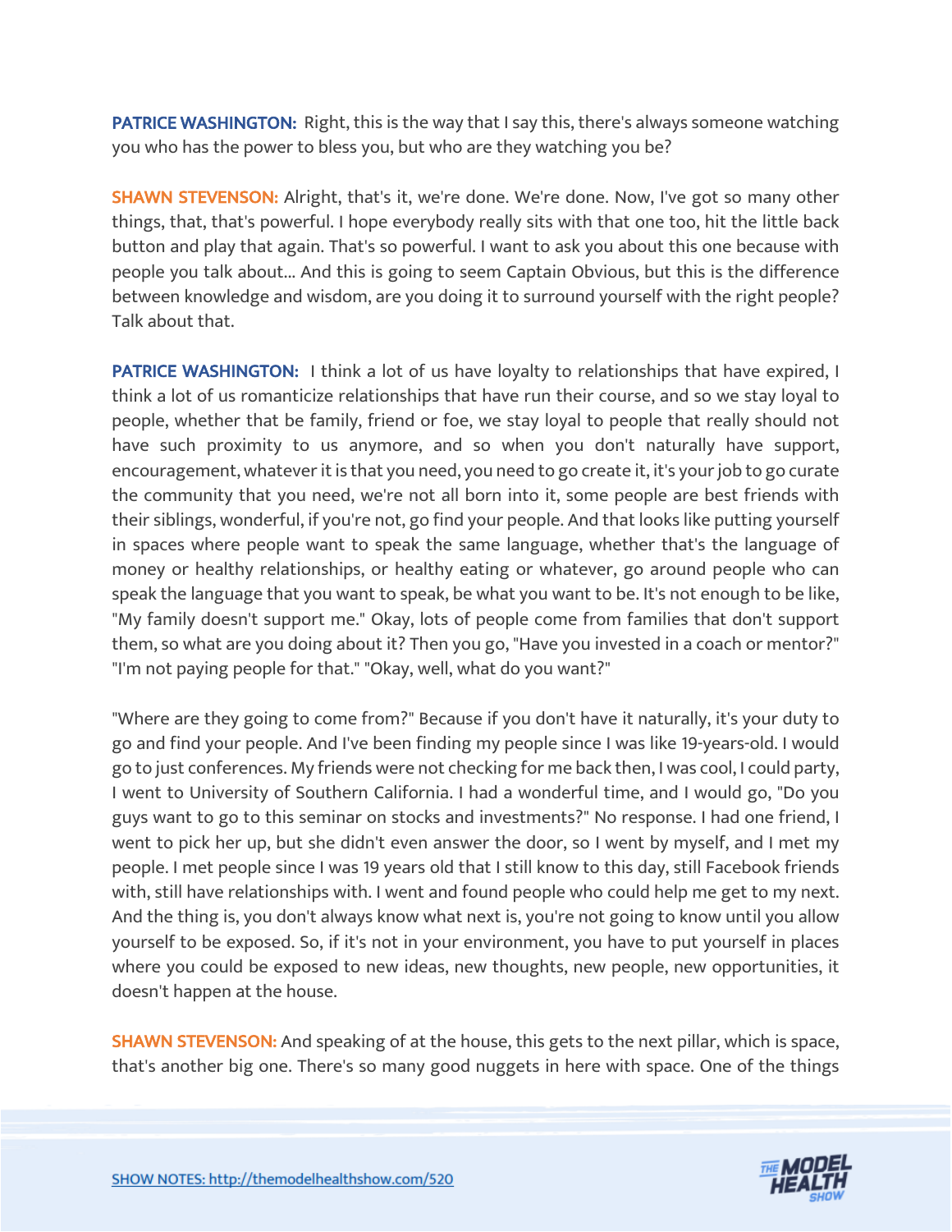**PATRICE WASHINGTON:** Right, this is the way that I say this, there's always someone watching you who has the power to bless you, but who are they watching you be?

**SHAWN STEVENSON:** Alright, that's it, we're done. We're done. Now, I've got so many other things, that, that's powerful. I hope everybody really sits with that one too, hit the little back button and play that again. That's so powerful. I want to ask you about this one because with people you talk about... And this is going to seem Captain Obvious, but this is the difference between knowledge and wisdom, are you doing it to surround yourself with the right people? Talk about that.

**PATRICE WASHINGTON:** I think a lot of us have loyalty to relationships that have expired, I think a lot of us romanticize relationships that have run their course, and so we stay loyal to people, whether that be family, friend or foe, we stay loyal to people that really should not have such proximity to us anymore, and so when you don't naturally have support, encouragement, whatever it is that you need, you need to go create it, it's your job to go curate the community that you need, we're not all born into it, some people are best friends with their siblings, wonderful, if you're not, go find your people. And that looks like putting yourself in spaces where people want to speak the same language, whether that's the language of money or healthy relationships, or healthy eating or whatever, go around people who can speak the language that you want to speak, be what you want to be. It's not enough to be like, "My family doesn't support me." Okay, lots of people come from families that don't support them, so what are you doing about it? Then you go, "Have you invested in a coach or mentor?" "I'm not paying people for that." "Okay, well, what do you want?"

"Where are they going to come from?" Because if you don't have it naturally, it's your duty to go and find your people. And I've been finding my people since I was like 19-years-old. I would go to just conferences. My friends were not checking for me back then, I was cool, I could party, I went to University of Southern California. I had a wonderful time, and I would go, "Do you guys want to go to this seminar on stocks and investments?" No response. I had one friend, I went to pick her up, but she didn't even answer the door, so I went by myself, and I met my people. I met people since I was 19 years old that I still know to this day, still Facebook friends with, still have relationships with. I went and found people who could help me get to my next. And the thing is, you don't always know what next is, you're not going to know until you allow yourself to be exposed. So, if it's not in your environment, you have to put yourself in places where you could be exposed to new ideas, new thoughts, new people, new opportunities, it doesn't happen at the house.

**SHAWN STEVENSON:** And speaking of at the house, this gets to the next pillar, which is space, that's another big one. There's so many good nuggets in here with space. One of the things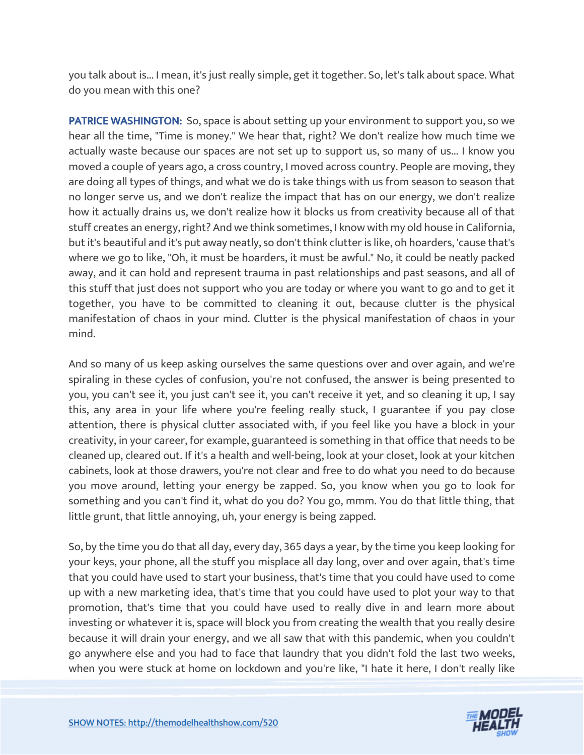you talk about is... I mean, it's just really simple, get it together. So, let's talk about space. What do you mean with this one?

**PATRICE WASHINGTON:** So, space is about setting up your environment to support you, so we hear all the time, "Time is money." We hear that, right? We don't realize how much time we actually waste because our spaces are not set up to support us, so many of us... I know you moved a couple of years ago, a cross country, I moved across country. People are moving, they are doing all types of things, and what we do is take things with us from season to season that no longer serve us, and we don't realize the impact that has on our energy, we don't realize how it actually drains us, we don't realize how it blocks us from creativity because all of that stuff creates an energy, right? And we think sometimes, I know with my old house in California, but it's beautiful and it's put away neatly, so don't think clutter is like, oh hoarders, 'cause that's where we go to like, "Oh, it must be hoarders, it must be awful." No, it could be neatly packed away, and it can hold and represent trauma in past relationships and past seasons, and all of this stuff that just does not support who you are today or where you want to go and to get it together, you have to be committed to cleaning it out, because clutter is the physical manifestation of chaos in your mind. Clutter is the physical manifestation of chaos in your mind.

And so many of us keep asking ourselves the same questions over and over again, and we're spiraling in these cycles of confusion, you're not confused, the answer is being presented to you, you can't see it, you just can't see it, you can't receive it yet, and so cleaning it up, I say this, any area in your life where you're feeling really stuck, I guarantee if you pay close attention, there is physical clutter associated with, if you feel like you have a block in your creativity, in your career, for example, guaranteed is something in that office that needs to be cleaned up, cleared out. If it's a health and well-being, look at your closet, look at your kitchen cabinets, look at those drawers, you're not clear and free to do what you need to do because you move around, letting your energy be zapped. So, you know when you go to look for something and you can't find it, what do you do? You go, mmm. You do that little thing, that little grunt, that little annoying, uh, your energy is being zapped.

So, by the time you do that all day, every day, 365 days a year, by the time you keep looking for your keys, your phone, all the stuff you misplace all day long, over and over again, that's time that you could have used to start your business, that's time that you could have used to come up with a new marketing idea, that's time that you could have used to plot your way to that promotion, that's time that you could have used to really dive in and learn more about investing or whatever it is, space will block you from creating the wealth that you really desire because it will drain your energy, and we all saw that with this pandemic, when you couldn't go anywhere else and you had to face that laundry that you didn't fold the last two weeks, when you were stuck at home on lockdown and you're like, "I hate it here, I don't really like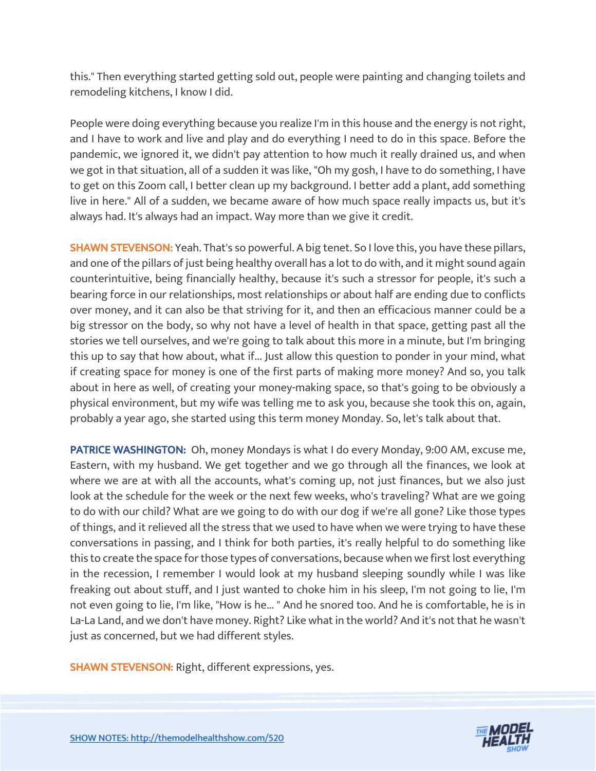this." Then everything started getting sold out, people were painting and changing toilets and remodeling kitchens, I know I did.

People were doing everything because you realize I'm in this house and the energy is not right, and I have to work and live and play and do everything I need to do in this space. Before the pandemic, we ignored it, we didn't pay attention to how much it really drained us, and when we got in that situation, all of a sudden it was like, "Oh my gosh, I have to do something, I have to get on this Zoom call, I better clean up my background. I better add a plant, add something live in here." All of a sudden, we became aware of how much space really impacts us, but it's always had. It's always had an impact. Way more than we give it credit.

**SHAWN STEVENSON:** Yeah. That's so powerful. A big tenet. So I love this, you have these pillars, and one of the pillars of just being healthy overall has a lot to do with, and it might sound again counterintuitive, being financially healthy, because it's such a stressor for people, it's such a bearing force in our relationships, most relationships or about half are ending due to conflicts over money, and it can also be that striving for it, and then an efficacious manner could be a big stressor on the body, so why not have a level of health in that space, getting past all the stories we tell ourselves, and we're going to talk about this more in a minute, but I'm bringing this up to say that how about, what if... Just allow this question to ponder in your mind, what if creating space for money is one of the first parts of making more money? And so, you talk about in here as well, of creating your money-making space, so that's going to be obviously a physical environment, but my wife was telling me to ask you, because she took this on, again, probably a year ago, she started using this term money Monday. So, let's talk about that.

**PATRICE WASHINGTON:** Oh, money Mondays is what I do every Monday, 9:00 AM, excuse me, Eastern, with my husband. We get together and we go through all the finances, we look at where we are at with all the accounts, what's coming up, not just finances, but we also just look at the schedule for the week or the next few weeks, who's traveling? What are we going to do with our child? What are we going to do with our dog if we're all gone? Like those types of things, and it relieved all the stress that we used to have when we were trying to have these conversations in passing, and I think for both parties, it's really helpful to do something like this to create the space for those types of conversations, because when we first lost everything in the recession, I remember I would look at my husband sleeping soundly while I was like freaking out about stuff, and I just wanted to choke him in his sleep, I'm not going to lie, I'm not even going to lie, I'm like, "How is he... " And he snored too. And he is comfortable, he is in La-La Land, and we don't have money. Right? Like what in the world? And it's not that he wasn't just as concerned, but we had different styles.

**SHAWN STEVENSON:** Right, different expressions, yes.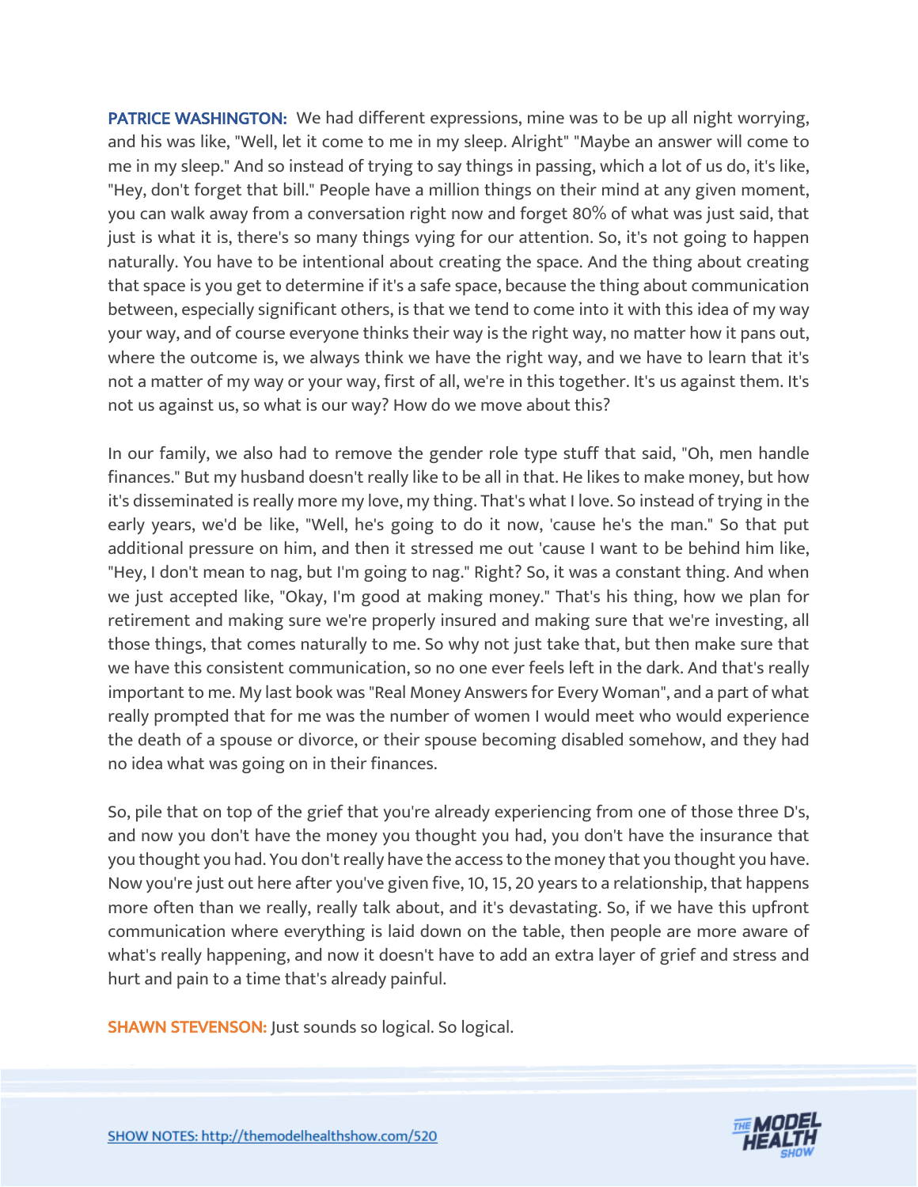**PATRICE WASHINGTON:** We had different expressions, mine was to be up all night worrying, and his was like, "Well, let it come to me in my sleep. Alright" "Maybe an answer will come to me in my sleep." And so instead of trying to say things in passing, which a lot of us do, it's like, "Hey, don't forget that bill." People have a million things on their mind at any given moment, you can walk away from a conversation right now and forget 80% of what was just said, that just is what it is, there's so many things vying for our attention. So, it's not going to happen naturally. You have to be intentional about creating the space. And the thing about creating that space is you get to determine if it's a safe space, because the thing about communication between, especially significant others, is that we tend to come into it with this idea of my way your way, and of course everyone thinks their way is the right way, no matter how it pans out, where the outcome is, we always think we have the right way, and we have to learn that it's not a matter of my way or your way, first of all, we're in this together. It's us against them. It's not us against us, so what is our way? How do we move about this?

In our family, we also had to remove the gender role type stuff that said, "Oh, men handle finances." But my husband doesn't really like to be all in that. He likes to make money, but how it's disseminated is really more my love, my thing. That's what I love. So instead of trying in the early years, we'd be like, "Well, he's going to do it now, 'cause he's the man." So that put additional pressure on him, and then it stressed me out 'cause I want to be behind him like, "Hey, I don't mean to nag, but I'm going to nag." Right? So, it was a constant thing. And when we just accepted like, "Okay, I'm good at making money." That's his thing, how we plan for retirement and making sure we're properly insured and making sure that we're investing, all those things, that comes naturally to me. So why not just take that, but then make sure that we have this consistent communication, so no one ever feels left in the dark. And that's really important to me. My last book was "Real Money Answers for Every Woman", and a part of what really prompted that for me was the number of women I would meet who would experience the death of a spouse or divorce, or their spouse becoming disabled somehow, and they had no idea what was going on in their finances.

So, pile that on top of the grief that you're already experiencing from one of those three D's, and now you don't have the money you thought you had, you don't have the insurance that you thought you had. You don't really have the access to the money that you thought you have. Now you're just out here after you've given five, 10, 15, 20 years to a relationship, that happens more often than we really, really talk about, and it's devastating. So, if we have this upfront communication where everything is laid down on the table, then people are more aware of what's really happening, and now it doesn't have to add an extra layer of grief and stress and hurt and pain to a time that's already painful.

**SHAWN STEVENSON:** Just sounds so logical. So logical.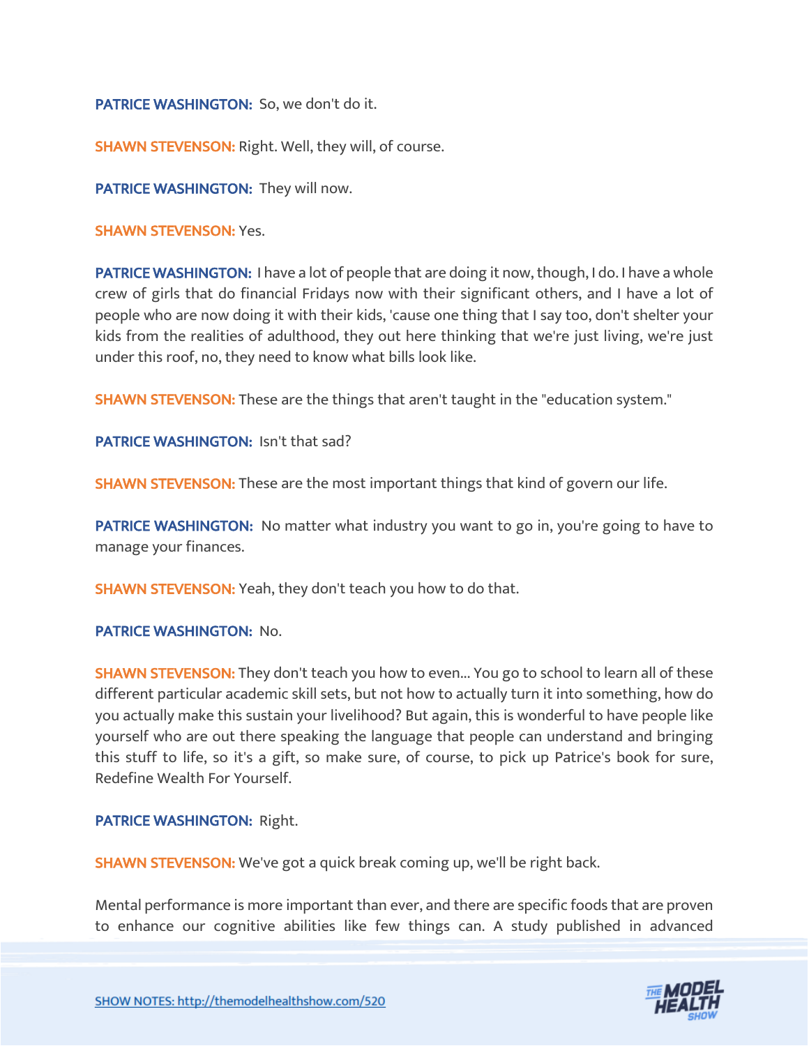**PATRICE WASHINGTON:** So, we don't do it.

**SHAWN STEVENSON:** Right. Well, they will, of course.

**PATRICE WASHINGTON:** They will now.

**SHAWN STEVENSON:** Yes.

**PATRICE WASHINGTON:** I have a lot of people that are doing it now, though, I do. I have a whole crew of girls that do financial Fridays now with their significant others, and I have a lot of people who are now doing it with their kids, 'cause one thing that I say too, don't shelter your kids from the realities of adulthood, they out here thinking that we're just living, we're just under this roof, no, they need to know what bills look like.

**SHAWN STEVENSON:** These are the things that aren't taught in the "education system."

**PATRICE WASHINGTON:** Isn't that sad?

**SHAWN STEVENSON:** These are the most important things that kind of govern our life.

**PATRICE WASHINGTON:** No matter what industry you want to go in, you're going to have to manage your finances.

**SHAWN STEVENSON:** Yeah, they don't teach you how to do that.

**PATRICE WASHINGTON:** No.

**SHAWN STEVENSON:** They don't teach you how to even... You go to school to learn all of these different particular academic skill sets, but not how to actually turn it into something, how do you actually make this sustain your livelihood? But again, this is wonderful to have people like yourself who are out there speaking the language that people can understand and bringing this stuff to life, so it's a gift, so make sure, of course, to pick up Patrice's book for sure, Redefine Wealth For Yourself.

**PATRICE WASHINGTON:** Right.

**SHAWN STEVENSON:** We've got a quick break coming up, we'll be right back.

Mental performance is more important than ever, and there are specific foods that are proven to enhance our cognitive abilities like few things can. A study published in advanced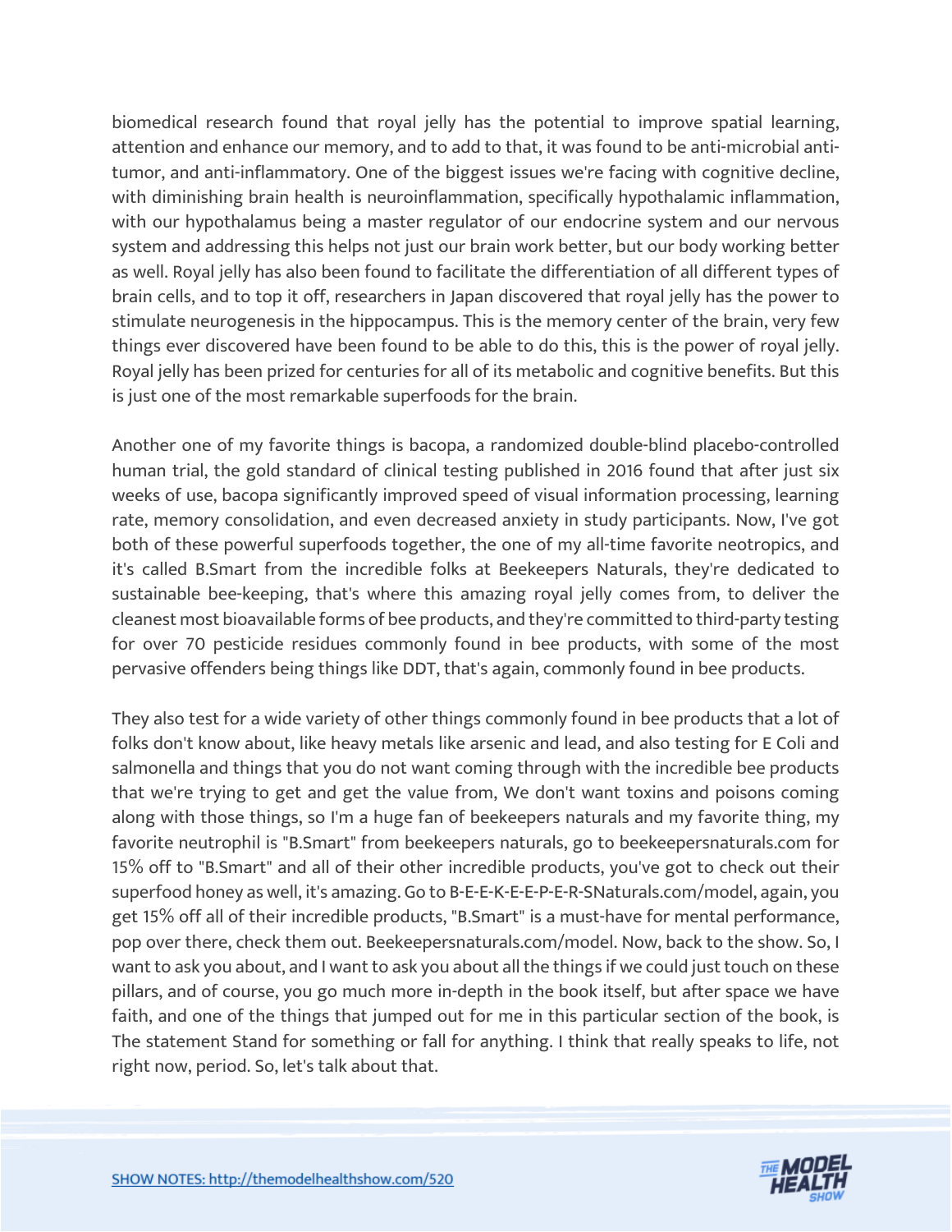biomedical research found that royal jelly has the potential to improve spatial learning, attention and enhance our memory, and to add to that, it was found to be anti-microbial anti-tumor, and anti-inflammatory. One of the biggest issues we're facing with cognitive decline, with diminishing brain health is neuroinflammation, specifically hypothalamic inflammation, with our hypothalamus being a master regulator of our endocrine system and our nervous system and addressing this helps not just our brain work better, but our body working better as well. Royal jelly has also been found to facilitate the differentiation of all different types of brain cells, and to top it off, researchers in Japan discovered that royal jelly has the power to stimulate neurogenesis in the hippocampus. This is the memory center of the brain, very few things ever discovered have been found to be able to do this, this is the power of royal jelly. Royal jelly has been prized for centuries for all of its metabolic and cognitive benefits. But this is just one of the most remarkable superfoods for the brain.

Another one of my favorite things is bacopa, a randomized double-blind placebo-controlled human trial, the gold standard of clinical testing published in 2016 found that after just six weeks of use, bacopa significantly improved speed of visual information processing, learning rate, memory consolidation, and even decreased anxiety in study participants. Now, I've got both of these powerful superfoods together, the one of my all-time favorite neotropics, and it's called B.Smart from the incredible folks at Beekeepers Naturals, they're dedicated to sustainable bee-keeping, that's where this amazing royal jelly comes from, to deliver the cleanest most bioavailable forms of bee products, and they're committed to third-party testing for over 70 pesticide residues commonly found in bee products, with some of the most pervasive offenders being things like DDT, that's again, commonly found in bee products.

They also test for a wide variety of other things commonly found in bee products that a lot of folks don't know about, like heavy metals like arsenic and lead, and also testing for E Coli and salmonella and things that you do not want coming through with the incredible bee products that we're trying to get and get the value from, We don't want toxins and poisons coming along with those things, so I'm a huge fan of beekeepers naturals and my favorite thing, my favorite neutrophil is "B.Smart" from beekeepers naturals, go to beekeepersnaturals.com for 15% off to "B.Smart" and all of their other incredible products, you've got to check out their superfood honey as well, it's amazing. Go to B-E-E-K-E-E-P-E-R-SNaturals.com/model, again, you get 15% off all of their incredible products, "B.Smart" is a must-have for mental performance, pop over there, check them out. Beekeepersnaturals.com/model. Now, back to the show. So, I want to ask you about, and I want to ask you about all the things if we could just touch on these pillars, and of course, you go much more in-depth in the book itself, but after space we have faith, and one of the things that jumped out for me in this particular section of the book, is The statement Stand for something or fall for anything. I think that really speaks to life, not right now, period. So, let's talk about that.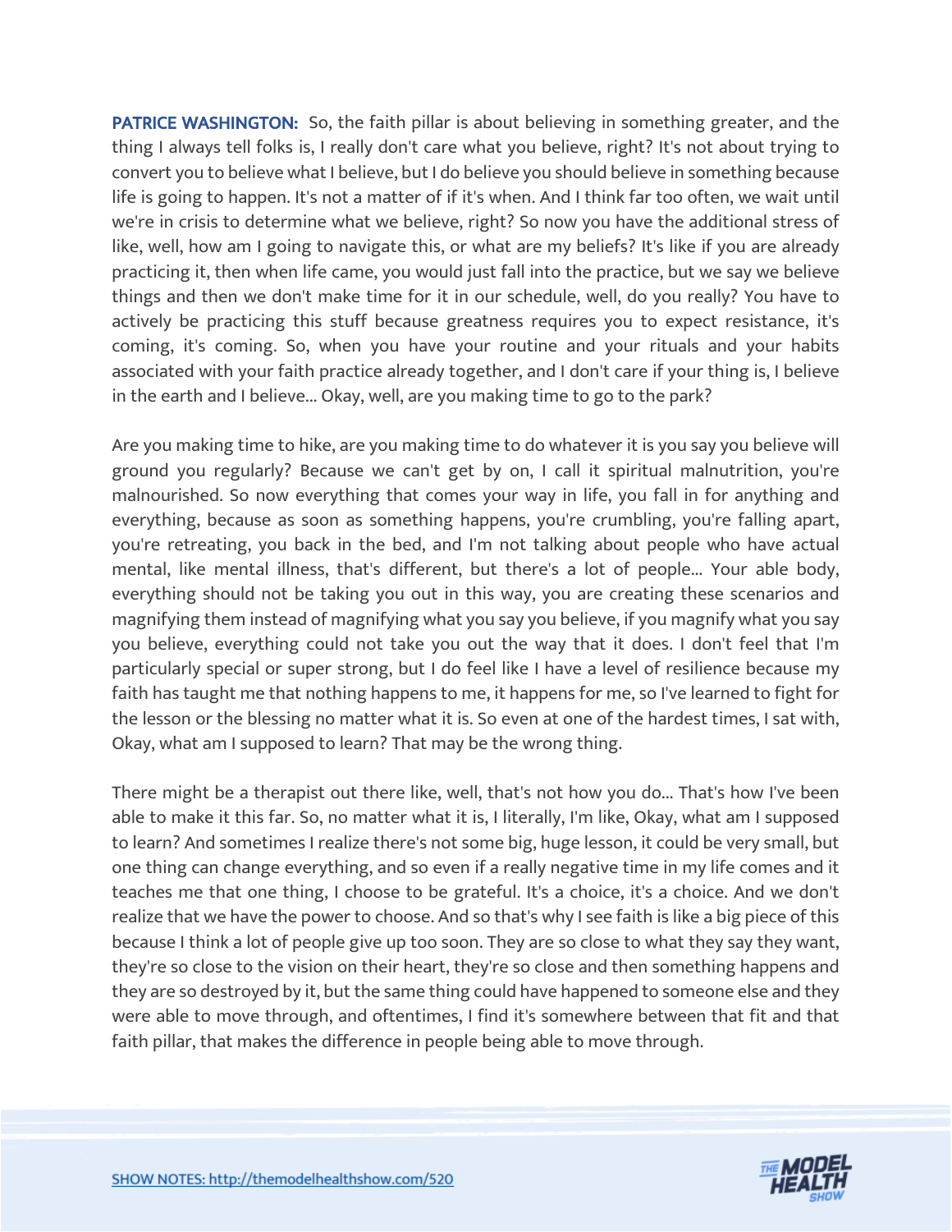**PATRICE WASHINGTON:** So, the faith pillar is about believing in something greater, and the thing I always tell folks is, I really don't care what you believe, right? It's not about trying to convert you to believe what I believe, but I do believe you should believe in something because life is going to happen. It's not a matter of if it's when. And I think far too often, we wait until we're in crisis to determine what we believe, right? So now you have the additional stress of like, well, how am I going to navigate this, or what are my beliefs? It's like if you are already practicing it, then when life came, you would just fall into the practice, but we say we believe things and then we don't make time for it in our schedule, well, do you really? You have to actively be practicing this stuff because greatness requires you to expect resistance, it's coming, it's coming. So, when you have your routine and your rituals and your habits associated with your faith practice already together, and I don't care if your thing is, I believe in the earth and I believe... Okay, well, are you making time to go to the park?

Are you making time to hike, are you making time to do whatever it is you say you believe will ground you regularly? Because we can't get by on, I call it spiritual malnutrition, you're malnourished. So now everything that comes your way in life, you fall in for anything and everything, because as soon as something happens, you're crumbling, you're falling apart, you're retreating, you back in the bed, and I'm not talking about people who have actual mental, like mental illness, that's different, but there's a lot of people... Your able body, everything should not be taking you out in this way, you are creating these scenarios and magnifying them instead of magnifying what you say you believe, if you magnify what you say you believe, everything could not take you out the way that it does. I don't feel that I'm particularly special or super strong, but I do feel like I have a level of resilience because my faith has taught me that nothing happens to me, it happens for me, so I've learned to fight for the lesson or the blessing no matter what it is. So even at one of the hardest times, I sat with, Okay, what am I supposed to learn? That may be the wrong thing.

There might be a therapist out there like, well, that's not how you do... That's how I've been able to make it this far. So, no matter what it is, I literally, I'm like, Okay, what am I supposed to learn? And sometimes I realize there's not some big, huge lesson, it could be very small, but one thing can change everything, and so even if a really negative time in my life comes and it teaches me that one thing, I choose to be grateful. It's a choice, it's a choice. And we don't realize that we have the power to choose. And so that's why I see faith is like a big piece of this because I think a lot of people give up too soon. They are so close to what they say they want, they're so close to the vision on their heart, they're so close and then something happens and they are so destroyed by it, but the same thing could have happened to someone else and they were able to move through, and oftentimes, I find it's somewhere between that fit and that faith pillar, that makes the difference in people being able to move through.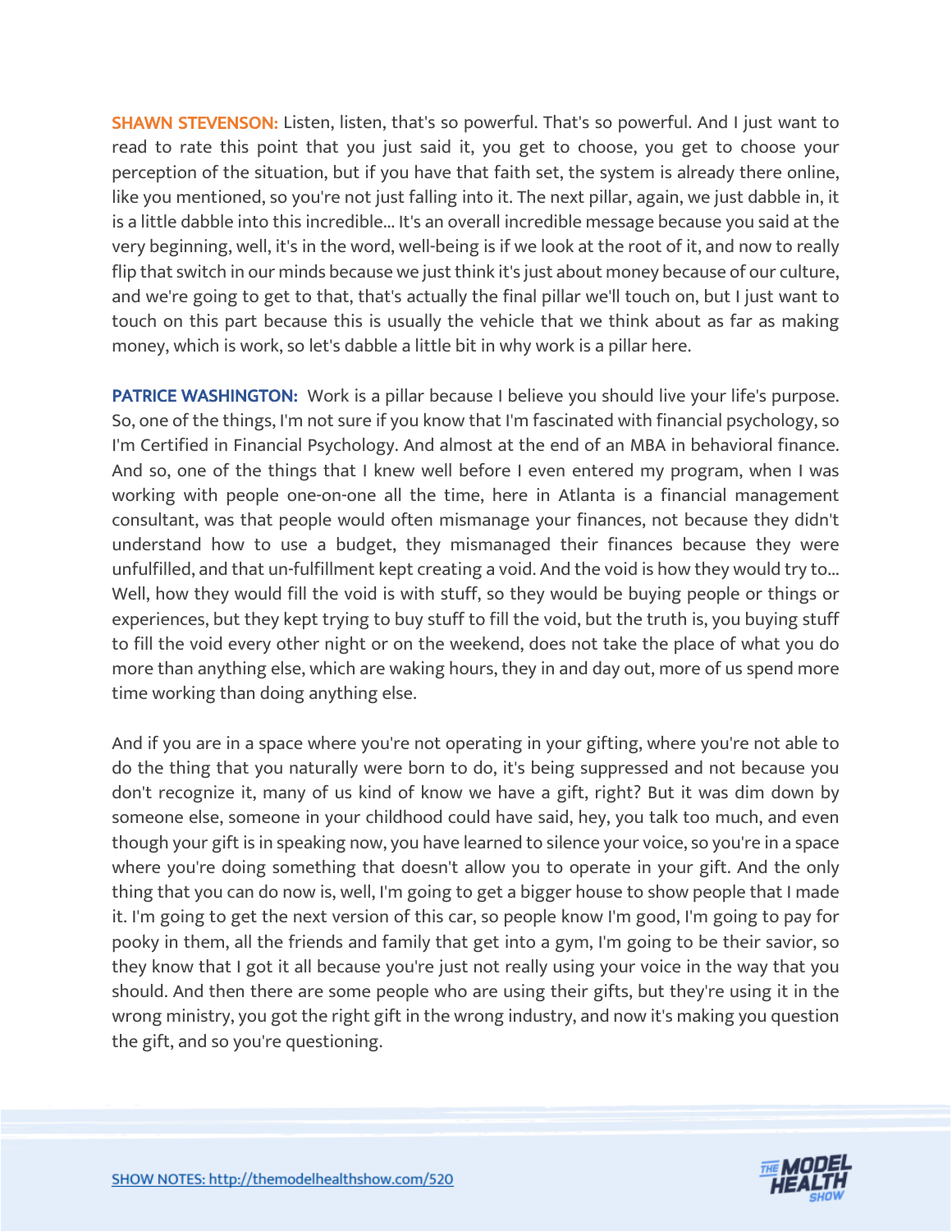**SHAWN STEVENSON:** Listen, listen, that's so powerful. That's so powerful. And I just want to read to rate this point that you just said it, you get to choose, you get to choose your perception of the situation, but if you have that faith set, the system is already there online, like you mentioned, so you're not just falling into it. The next pillar, again, we just dabble in, it is a little dabble into this incredible... It's an overall incredible message because you said at the very beginning, well, it's in the word, well-being is if we look at the root of it, and now to really flip that switch in our minds because we just think it's just about money because of our culture, and we're going to get to that, that's actually the final pillar we'll touch on, but I just want to touch on this part because this is usually the vehicle that we think about as far as making money, which is work, so let's dabble a little bit in why work is a pillar here.

**PATRICE WASHINGTON:** Work is a pillar because I believe you should live your life's purpose. So, one of the things, I'm not sure if you know that I'm fascinated with financial psychology, so I'm Certified in Financial Psychology. And almost at the end of an MBA in behavioral finance. And so, one of the things that I knew well before I even entered my program, when I was working with people one-on-one all the time, here in Atlanta is a financial management consultant, was that people would often mismanage your finances, not because they didn't understand how to use a budget, they mismanaged their finances because they were unfulfilled, and that un-fulfillment kept creating a void. And the void is how they would try to... Well, how they would fill the void is with stuff, so they would be buying people or things or experiences, but they kept trying to buy stuff to fill the void, but the truth is, you buying stuff to fill the void every other night or on the weekend, does not take the place of what you do more than anything else, which are waking hours, they in and day out, more of us spend more time working than doing anything else.

And if you are in a space where you're not operating in your gifting, where you're not able to do the thing that you naturally were born to do, it's being suppressed and not because you don't recognize it, many of us kind of know we have a gift, right? But it was dim down by someone else, someone in your childhood could have said, hey, you talk too much, and even though your gift is in speaking now, you have learned to silence your voice, so you're in a space where you're doing something that doesn't allow you to operate in your gift. And the only thing that you can do now is, well, I'm going to get a bigger house to show people that I made it. I'm going to get the next version of this car, so people know I'm good, I'm going to pay for pooky in them, all the friends and family that get into a gym, I'm going to be their savior, so they know that I got it all because you're just not really using your voice in the way that you should. And then there are some people who are using their gifts, but they're using it in the wrong ministry, you got the right gift in the wrong industry, and now it's making you question the gift, and so you're questioning.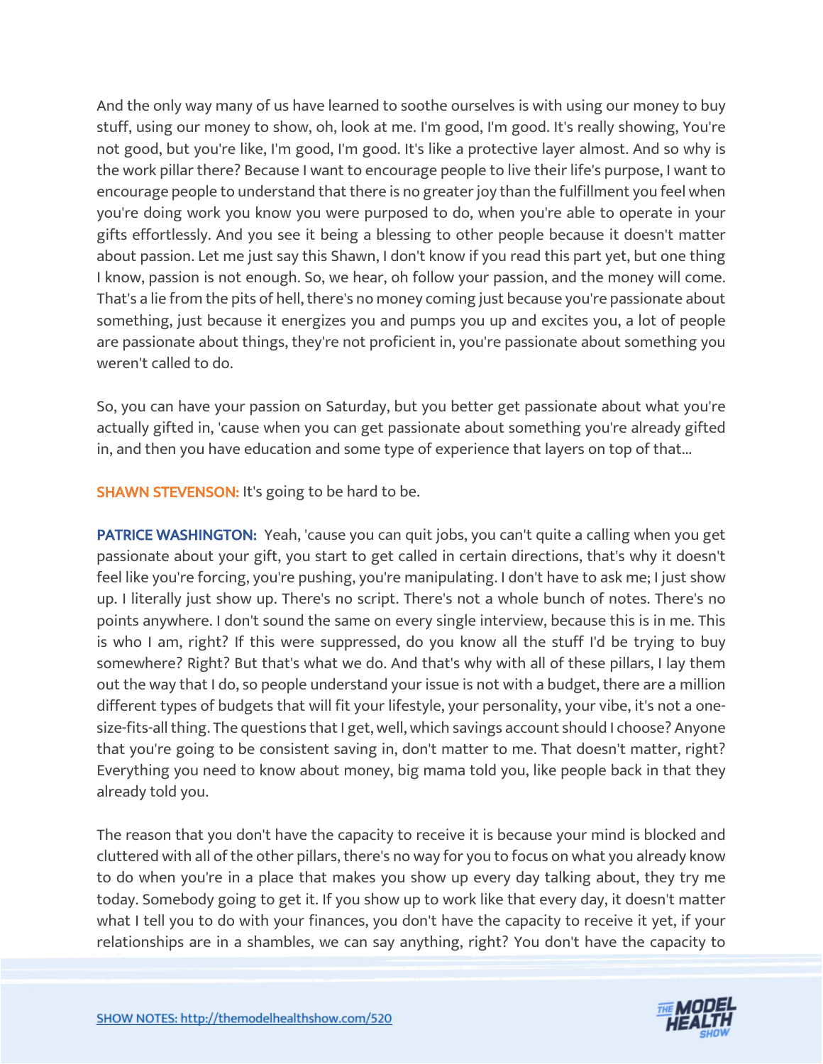And the only way many of us have learned to soothe ourselves is with using our money to buy stuff, using our money to show, oh, look at me. I'm good, I'm good. It's really showing, You're not good, but you're like, I'm good, I'm good. It's like a protective layer almost. And so why is the work pillar there? Because I want to encourage people to live their life's purpose, I want to encourage people to understand that there is no greater joy than the fulfillment you feel when you're doing work you know you were purposed to do, when you're able to operate in your gifts effortlessly. And you see it being a blessing to other people because it doesn't matter about passion. Let me just say this Shawn, I don't know if you read this part yet, but one thing I know, passion is not enough. So, we hear, oh follow your passion, and the money will come. That's a lie from the pits of hell, there's no money coming just because you're passionate about something, just because it energizes you and pumps you up and excites you, a lot of people are passionate about things, they're not proficient in, you're passionate about something you weren't called to do.

So, you can have your passion on Saturday, but you better get passionate about what you're actually gifted in, 'cause when you can get passionate about something you're already gifted in, and then you have education and some type of experience that layers on top of that...

**SHAWN STEVENSON:** It's going to be hard to be.

**PATRICE WASHINGTON:** Yeah, 'cause you can quit jobs, you can't quite a calling when you get passionate about your gift, you start to get called in certain directions, that's why it doesn't feel like you're forcing, you're pushing, you're manipulating. I don't have to ask me; I just show up. I literally just show up. There's no script. There's not a whole bunch of notes. There's no points anywhere. I don't sound the same on every single interview, because this is in me. This is who I am, right? If this were suppressed, do you know all the stuff I'd be trying to buy somewhere? Right? But that's what we do. And that's why with all of these pillars, I lay them out the way that I do, so people understand your issue is not with a budget, there are a million different types of budgets that will fit your lifestyle, your personality, your vibe, it's not a one-size-fits-all thing. The questions that I get, well, which savings account should I choose? Anyone that you're going to be consistent saving in, don't matter to me. That doesn't matter, right? Everything you need to know about money, big mama told you, like people back in that they already told you.

The reason that you don't have the capacity to receive it is because your mind is blocked and cluttered with all of the other pillars, there's no way for you to focus on what you already know to do when you're in a place that makes you show up every day talking about, they try me today. Somebody going to get it. If you show up to work like that every day, it doesn't matter what I tell you to do with your finances, you don't have the capacity to receive it yet, if your relationships are in a shambles, we can say anything, right? You don't have the capacity to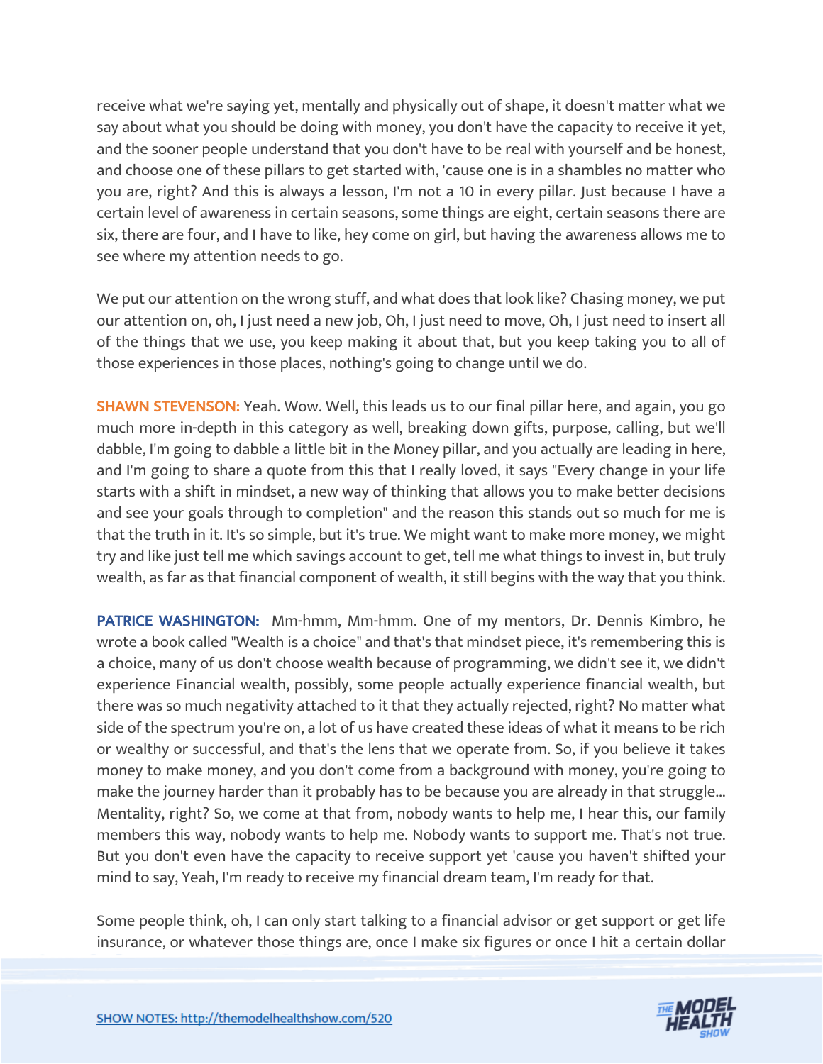receive what we're saying yet, mentally and physically out of shape, it doesn't matter what we say about what you should be doing with money, you don't have the capacity to receive it yet, and the sooner people understand that you don't have to be real with yourself and be honest, and choose one of these pillars to get started with, 'cause one is in a shambles no matter who you are, right? And this is always a lesson, I'm not a 10 in every pillar. Just because I have a certain level of awareness in certain seasons, some things are eight, certain seasons there are six, there are four, and I have to like, hey come on girl, but having the awareness allows me to see where my attention needs to go.

We put our attention on the wrong stuff, and what does that look like? Chasing money, we put our attention on, oh, I just need a new job, Oh, I just need to move, Oh, I just need to insert all of the things that we use, you keep making it about that, but you keep taking you to all of those experiences in those places, nothing's going to change until we do.

**SHAWN STEVENSON:** Yeah. Wow. Well, this leads us to our final pillar here, and again, you go much more in-depth in this category as well, breaking down gifts, purpose, calling, but we'll dabble, I'm going to dabble a little bit in the Money pillar, and you actually are leading in here, and I'm going to share a quote from this that I really loved, it says "Every change in your life starts with a shift in mindset, a new way of thinking that allows you to make better decisions and see your goals through to completion" and the reason this stands out so much for me is that the truth in it. It's so simple, but it's true. We might want to make more money, we might try and like just tell me which savings account to get, tell me what things to invest in, but truly wealth, as far as that financial component of wealth, it still begins with the way that you think.

**PATRICE WASHINGTON:** Mm-hmm, Mm-hmm. One of my mentors, Dr. Dennis Kimbro, he wrote a book called "Wealth is a choice" and that's that mindset piece, it's remembering this is a choice, many of us don't choose wealth because of programming, we didn't see it, we didn't experience Financial wealth, possibly, some people actually experience financial wealth, but there was so much negativity attached to it that they actually rejected, right? No matter what side of the spectrum you're on, a lot of us have created these ideas of what it means to be rich or wealthy or successful, and that's the lens that we operate from. So, if you believe it takes money to make money, and you don't come from a background with money, you're going to make the journey harder than it probably has to be because you are already in that struggle... Mentality, right? So, we come at that from, nobody wants to help me, I hear this, our family members this way, nobody wants to help me. Nobody wants to support me. That's not true. But you don't even have the capacity to receive support yet 'cause you haven't shifted your mind to say, Yeah, I'm ready to receive my financial dream team, I'm ready for that.

Some people think, oh, I can only start talking to a financial advisor or get support or get life insurance, or whatever those things are, once I make six figures or once I hit a certain dollar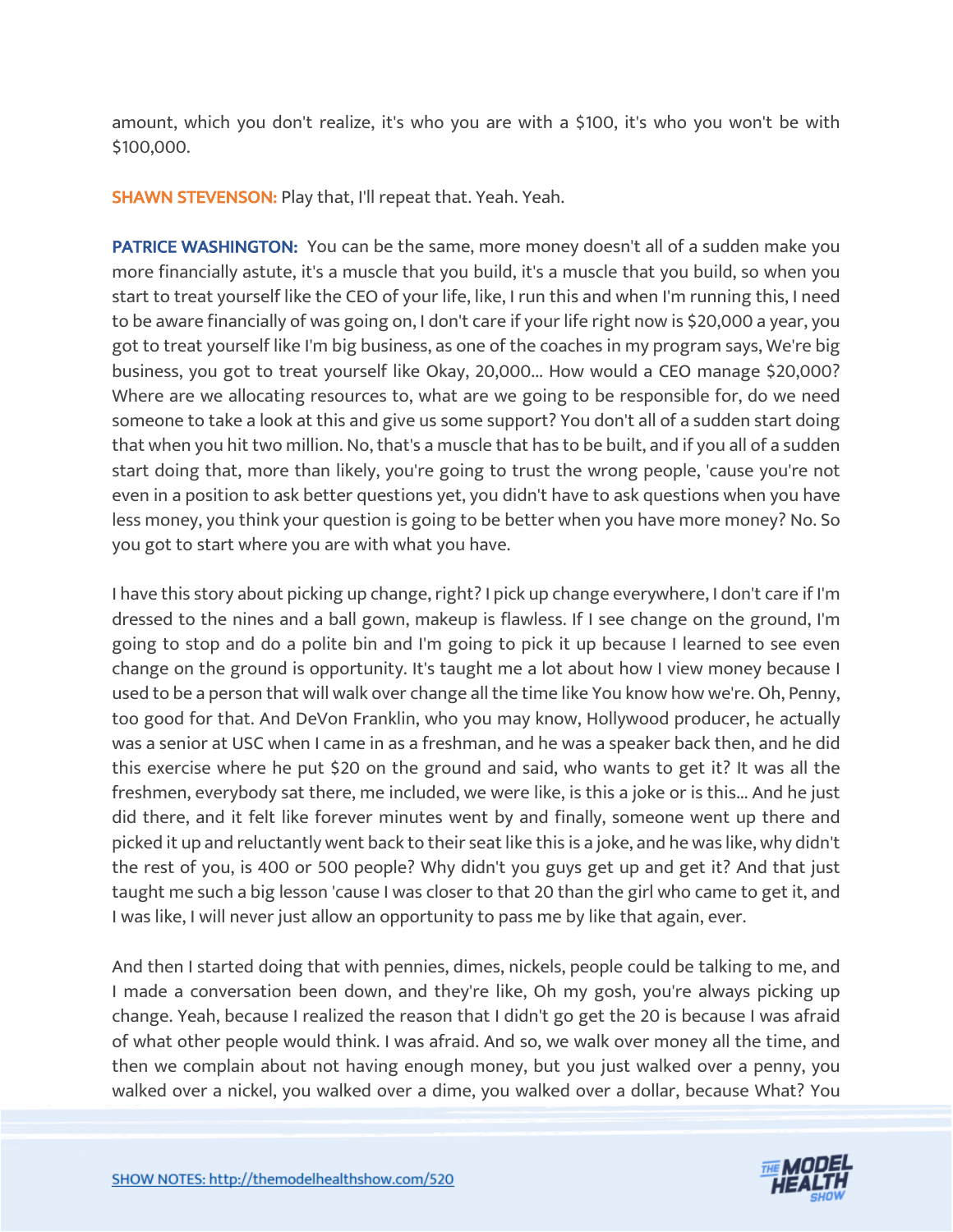amount, which you don't realize, it's who you are with a $100, it's who you won't be with $100,000.

**SHAWN STEVENSON:** Play that, I'll repeat that. Yeah. Yeah.

**PATRICE WASHINGTON:** You can be the same, more money doesn't all of a sudden make you more financially astute, it's a muscle that you build, it's a muscle that you build, so when you start to treat yourself like the CEO of your life, like, I run this and when I'm running this, I need to be aware financially of was going on, I don't care if your life right now is $20,000 a year, you got to treat yourself like I'm big business, as one of the coaches in my program says, We're big business, you got to treat yourself like Okay, 20,000... How would a CEO manage $20,000? Where are we allocating resources to, what are we going to be responsible for, do we need someone to take a look at this and give us some support? You don't all of a sudden start doing that when you hit two million. No, that's a muscle that has to be built, and if you all of a sudden start doing that, more than likely, you're going to trust the wrong people, 'cause you're not even in a position to ask better questions yet, you didn't have to ask questions when you have less money, you think your question is going to be better when you have more money? No. So you got to start where you are with what you have.

I have this story about picking up change, right? I pick up change everywhere, I don't care if I'm dressed to the nines and a ball gown, makeup is flawless. If I see change on the ground, I'm going to stop and do a polite bin and I'm going to pick it up because I learned to see even change on the ground is opportunity. It's taught me a lot about how I view money because I used to be a person that will walk over change all the time like You know how we're. Oh, Penny, too good for that. And DeVon Franklin, who you may know, Hollywood producer, he actually was a senior at USC when I came in as a freshman, and he was a speaker back then, and he did this exercise where he put $20 on the ground and said, who wants to get it? It was all the freshmen, everybody sat there, me included, we were like, is this a joke or is this... And he just did there, and it felt like forever minutes went by and finally, someone went up there and picked it up and reluctantly went back to their seat like this is a joke, and he was like, why didn't the rest of you, is 400 or 500 people? Why didn't you guys get up and get it? And that just taught me such a big lesson 'cause I was closer to that 20 than the girl who came to get it, and I was like, I will never just allow an opportunity to pass me by like that again, ever.

And then I started doing that with pennies, dimes, nickels, people could be talking to me, and I made a conversation been down, and they're like, Oh my gosh, you're always picking up change. Yeah, because I realized the reason that I didn't go get the 20 is because I was afraid of what other people would think. I was afraid. And so, we walk over money all the time, and then we complain about not having enough money, but you just walked over a penny, you walked over a nickel, you walked over a dime, you walked over a dollar, because What? You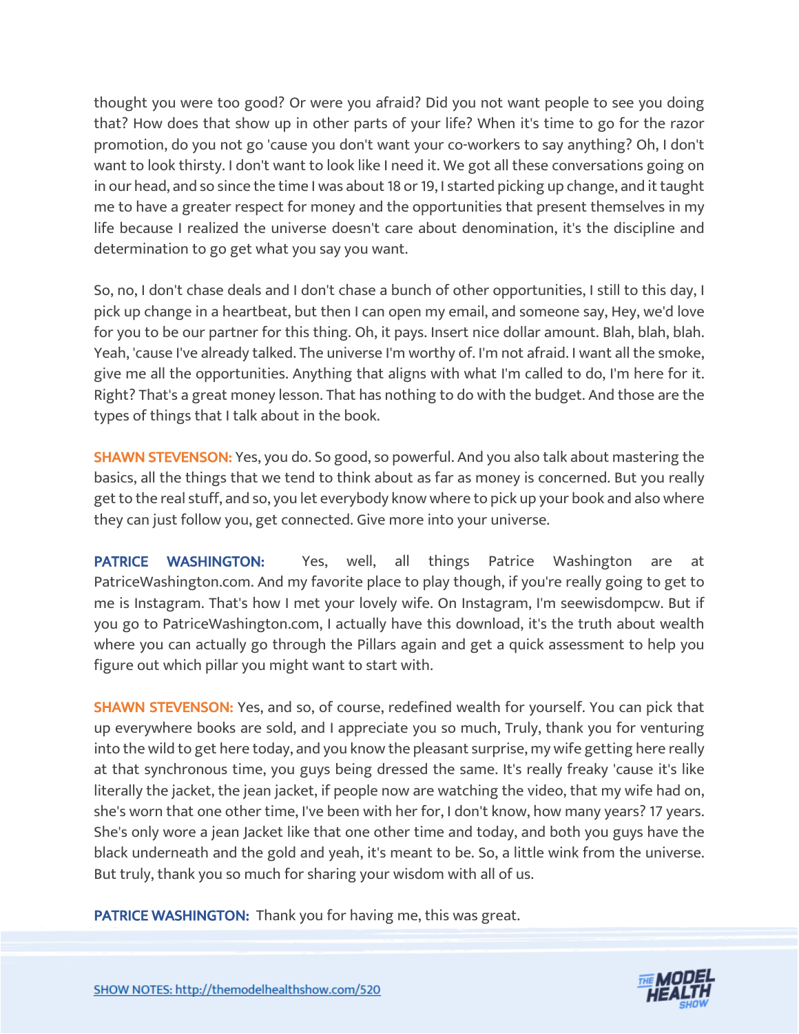thought you were too good? Or were you afraid? Did you not want people to see you doing that? How does that show up in other parts of your life? When it's time to go for the razor promotion, do you not go 'cause you don't want your co-workers to say anything? Oh, I don't want to look thirsty. I don't want to look like I need it. We got all these conversations going on in our head, and so since the time I was about 18 or 19, I started picking up change, and it taught me to have a greater respect for money and the opportunities that present themselves in my life because I realized the universe doesn't care about denomination, it's the discipline and determination to go get what you say you want.

So, no, I don't chase deals and I don't chase a bunch of other opportunities, I still to this day, I pick up change in a heartbeat, but then I can open my email, and someone say, Hey, we'd love for you to be our partner for this thing. Oh, it pays. Insert nice dollar amount. Blah, blah, blah. Yeah, 'cause I've already talked. The universe I'm worthy of. I'm not afraid. I want all the smoke, give me all the opportunities. Anything that aligns with what I'm called to do, I'm here for it. Right? That's a great money lesson. That has nothing to do with the budget. And those are the types of things that I talk about in the book.

**SHAWN STEVENSON:** Yes, you do. So good, so powerful. And you also talk about mastering the basics, all the things that we tend to think about as far as money is concerned. But you really get to the real stuff, and so, you let everybody know where to pick up your book and also where they can just follow you, get connected. Give more into your universe.

**PATRICE WASHINGTON:** Yes, well, all things Patrice Washington are at PatriceWashington.com. And my favorite place to play though, if you're really going to get to me is Instagram. That's how I met your lovely wife. On Instagram, I'm seewisdompcw. But if you go to PatriceWashington.com, I actually have this download, it's the truth about wealth where you can actually go through the Pillars again and get a quick assessment to help you figure out which pillar you might want to start with.

**SHAWN STEVENSON:** Yes, and so, of course, redefined wealth for yourself. You can pick that up everywhere books are sold, and I appreciate you so much, Truly, thank you for venturing into the wild to get here today, and you know the pleasant surprise, my wife getting here really at that synchronous time, you guys being dressed the same. It's really freaky 'cause it's like literally the jacket, the jean jacket, if people now are watching the video, that my wife had on, she's worn that one other time, I've been with her for, I don't know, how many years? 17 years. She's only wore a jean Jacket like that one other time and today, and both you guys have the black underneath and the gold and yeah, it's meant to be. So, a little wink from the universe. But truly, thank you so much for sharing your wisdom with all of us.

**PATRICE WASHINGTON:** Thank you for having me, this was great.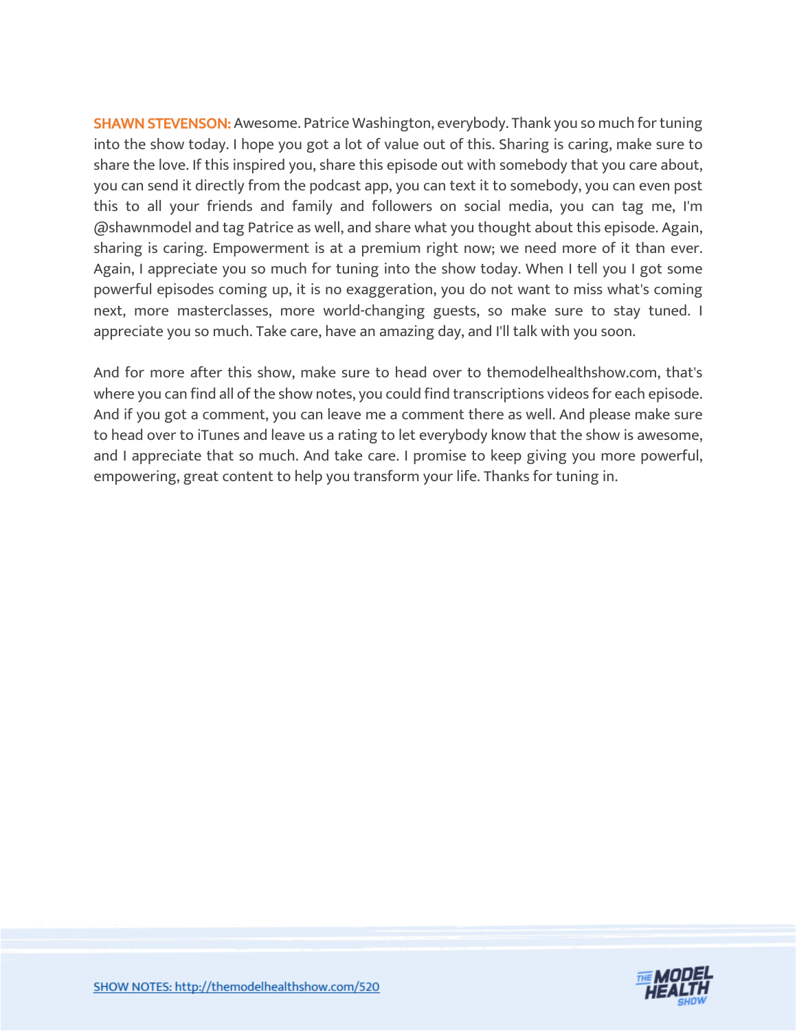**SHAWN STEVENSON:** Awesome. Patrice Washington, everybody. Thank you so much for tuning into the show today. I hope you got a lot of value out of this. Sharing is caring, make sure to share the love. If this inspired you, share this episode out with somebody that you care about, you can send it directly from the podcast app, you can text it to somebody, you can even post this to all your friends and family and followers on social media, you can tag me, I'm @shawnmodel and tag Patrice as well, and share what you thought about this episode. Again, sharing is caring. Empowerment is at a premium right now; we need more of it than ever. Again, I appreciate you so much for tuning into the show today. When I tell you I got some powerful episodes coming up, it is no exaggeration, you do not want to miss what's coming next, more masterclasses, more world-changing guests, so make sure to stay tuned. I appreciate you so much. Take care, have an amazing day, and I'll talk with you soon.

And for more after this show, make sure to head over to themodelhealthshow.com, that's where you can find all of the show notes, you could find transcriptions videos for each episode. And if you got a comment, you can leave me a comment there as well. And please make sure to head over to iTunes and leave us a rating to let everybody know that the show is awesome, and I appreciate that so much. And take care. I promise to keep giving you more powerful, empowering, great content to help you transform your life. Thanks for tuning in.